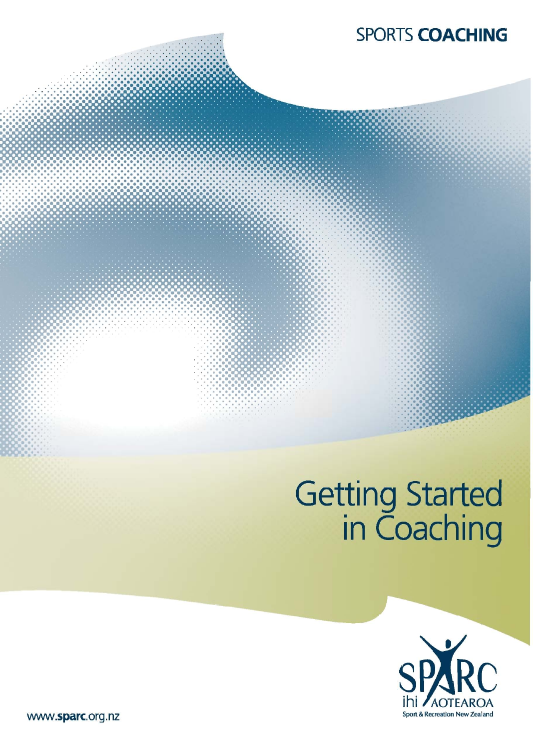SPORTS **COACHING**

# Getting Started in Coaching

SPARC
ihi AOTEAROA
Sport & Recreation New Zealand

www.**sparc**.org.nz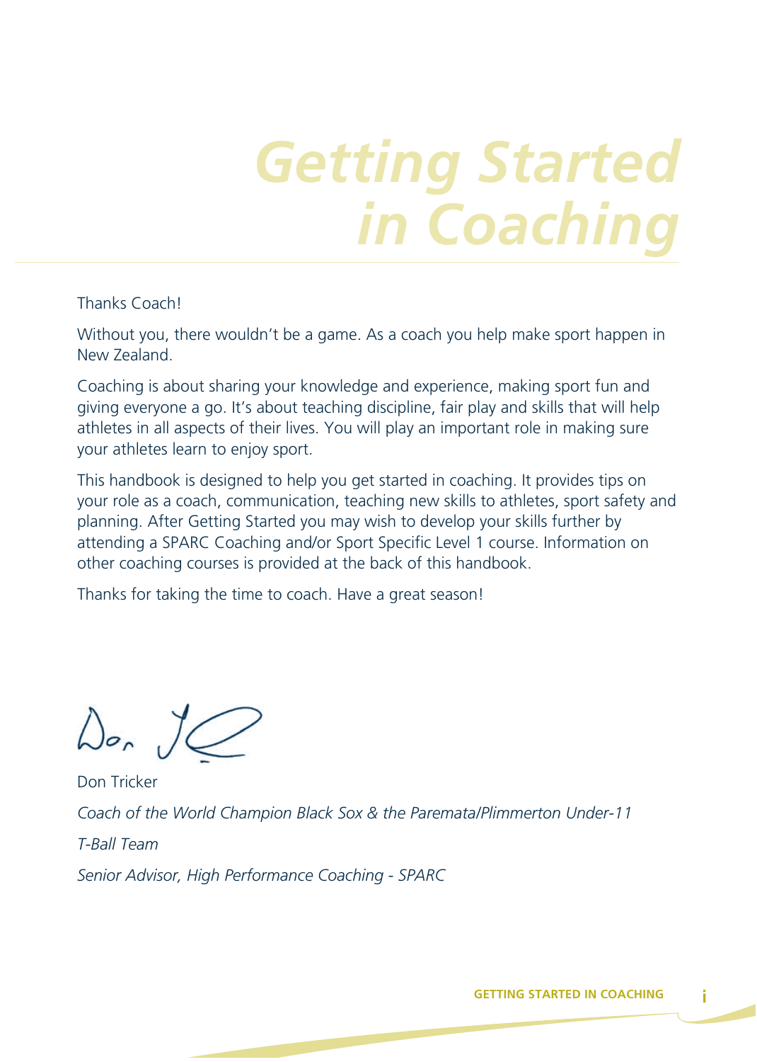# *Getting Started in Coaching*

Thanks Coach!

Without you, there wouldn't be a game. As a coach you help make sport happen in New Zealand.

Coaching is about sharing your knowledge and experience, making sport fun and giving everyone a go. It's about teaching discipline, fair play and skills that will help athletes in all aspects of their lives. You will play an important role in making sure your athletes learn to enjoy sport.

This handbook is designed to help you get started in coaching. It provides tips on your role as a coach, communication, teaching new skills to athletes, sport safety and planning. After Getting Started you may wish to develop your skills further by attending a SPARC Coaching and/or Sport Specific Level 1 course. Information on other coaching courses is provided at the back of this handbook.

Thanks for taking the time to coach. Have a great season!

Don Tricker

*Coach of the World Champion Black Sox & the Paremata/Plimmerton Under-11*

*T-Ball Team*

*Senior Advisor, High Performance Coaching - SPARC*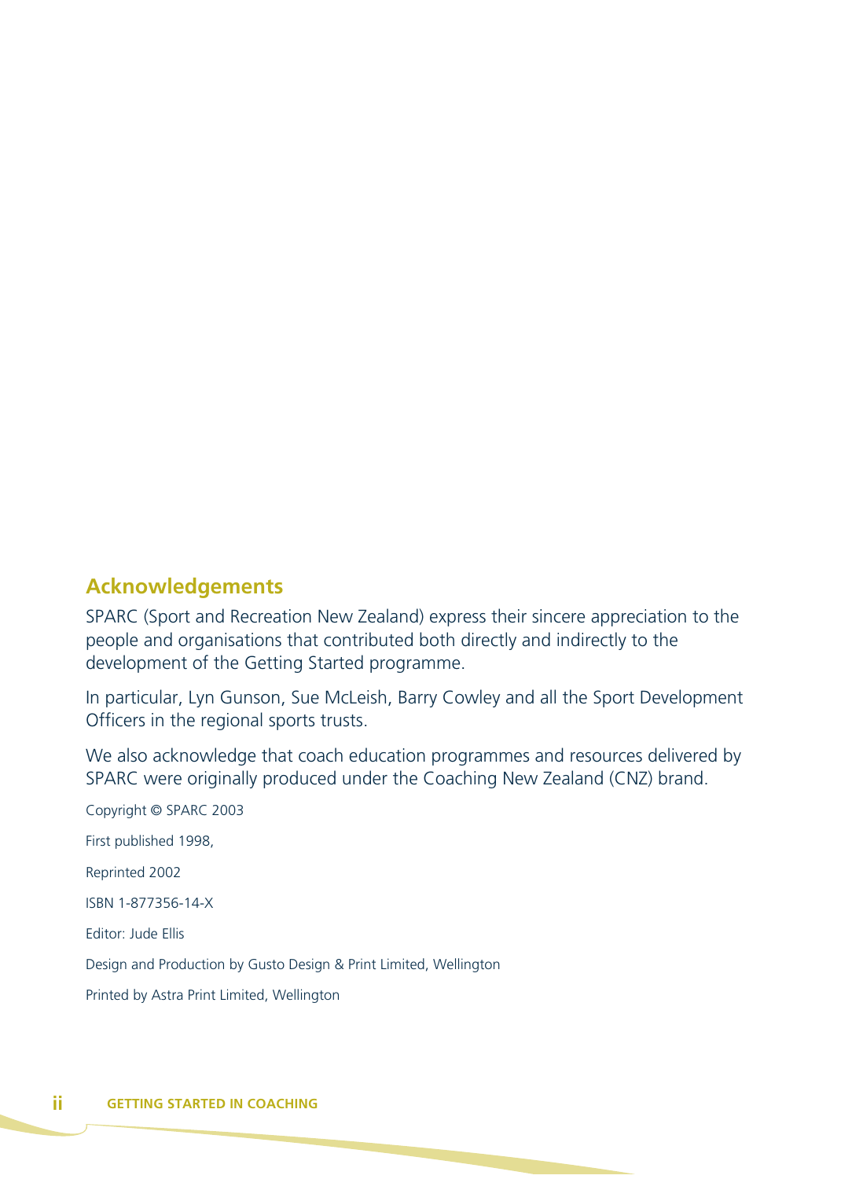## Acknowledgements

SPARC (Sport and Recreation New Zealand) express their sincere appreciation to the people and organisations that contributed both directly and indirectly to the development of the Getting Started programme.

In particular, Lyn Gunson, Sue McLeish, Barry Cowley and all the Sport Development Officers in the regional sports trusts.

We also acknowledge that coach education programmes and resources delivered by SPARC were originally produced under the Coaching New Zealand (CNZ) brand.

Copyright © SPARC 2003

First published 1998,

Reprinted 2002

ISBN 1-877356-14-X

Editor: Jude Ellis

Design and Production by Gusto Design & Print Limited, Wellington

Printed by Astra Print Limited, Wellington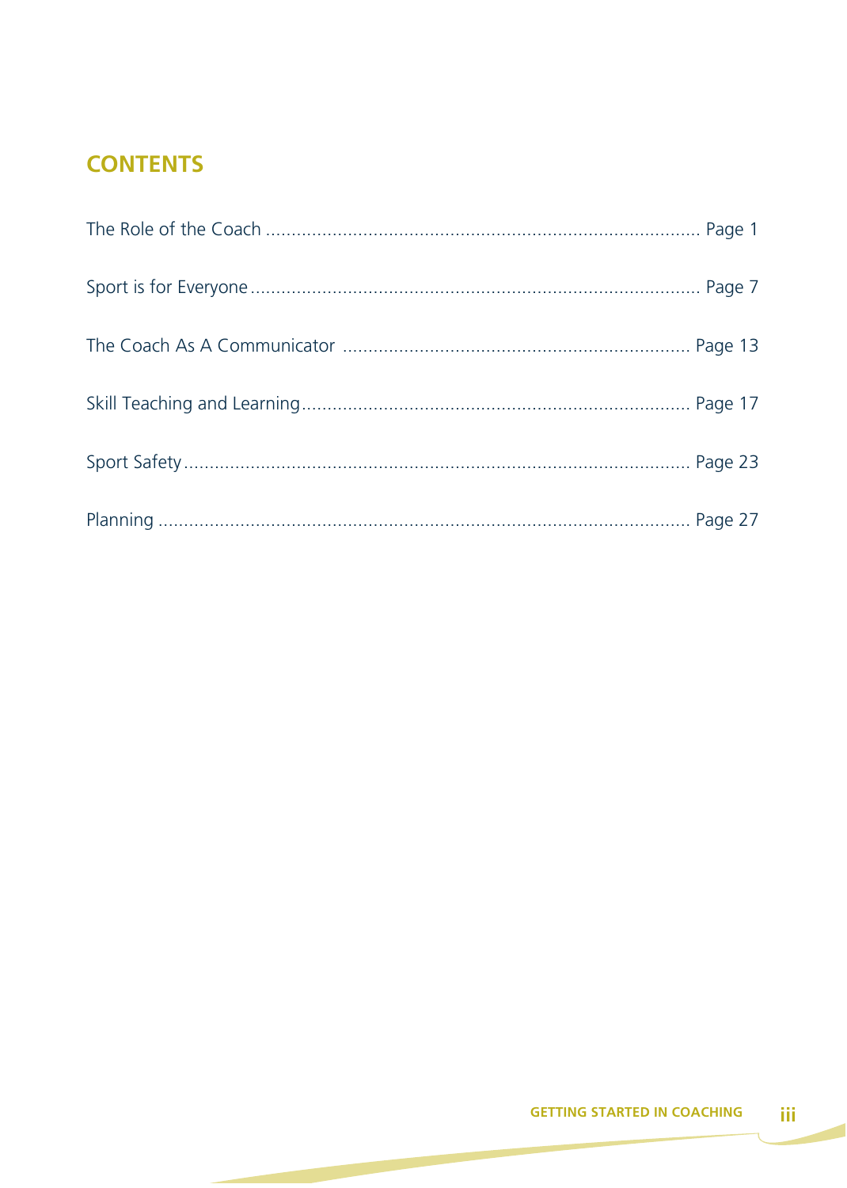## CONTENTS

The Role of the Coach ........................................................................ Page 1

Sport is for Everyone ........................................................................ Page 7

The Coach As A Communicator ........................................................ Page 13

Skill Teaching and Learning .............................................................. Page 17

Sport Safety ...................................................................................... Page 23

Planning ........................................................................................... Page 27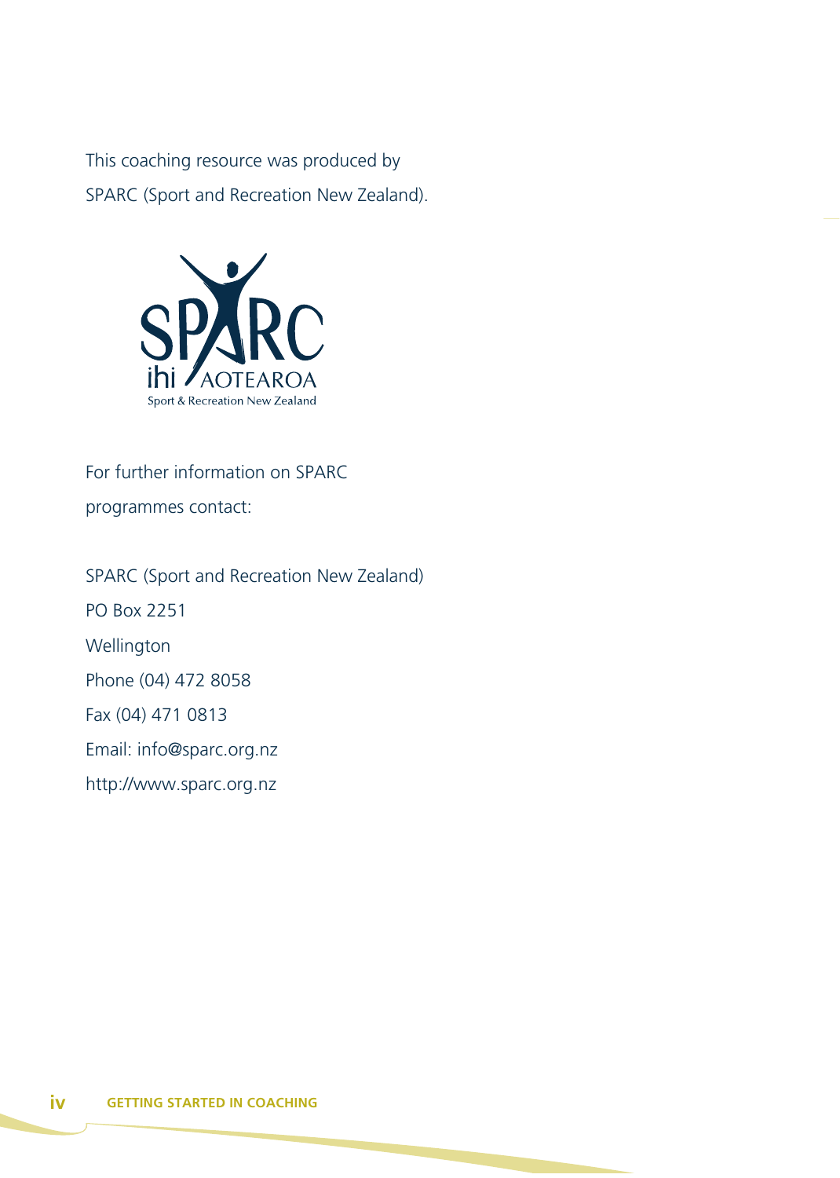This coding resource was produced by

SPARC (Sport and Recreation New Zealand).

For further information on SPARC programmes contact:

SPARC (Sport and Recreation New Zealand)
PO Box 2251
Wellington
Phone (04) 472 8058
Fax (04) 471 0813
Email: info@sparc.org.nz
http://www.sparc.org.nz

This coaching resource was produced by

SPARC (Sport and Recreation New Zealand).

For further information on SPARC programmes contact:

SPARC (Sport and Recreation New Zealand)
PO Box 2251
Wellington
Phone (04) 472 8058
Fax (04) 471 0813
Email: info@sparc.org.nz
http://www.sparc.org.nz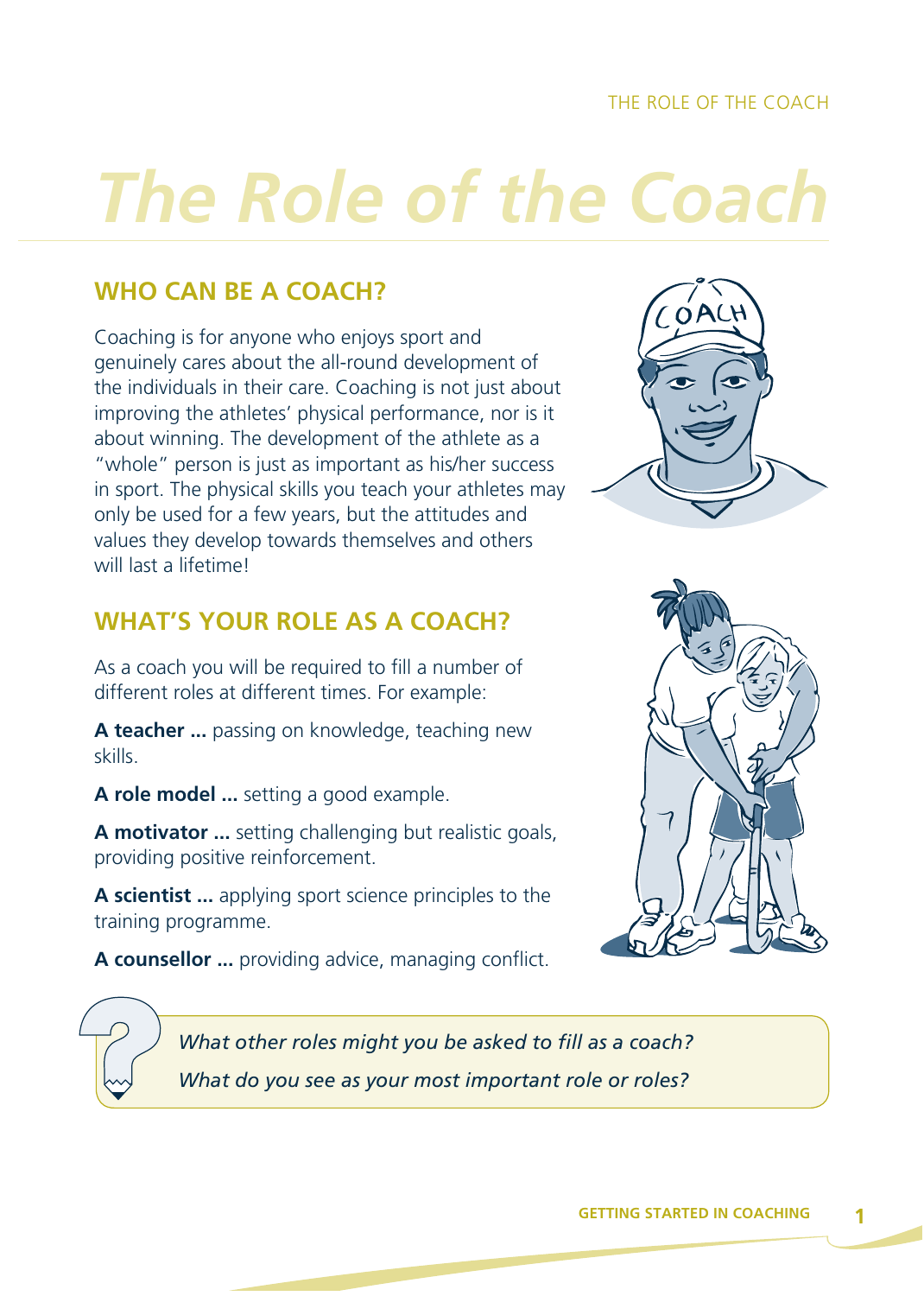# The Role of the Coach

## WHO CAN BE A COACH?

Coaching is for anyone who enjoys sport and genuinely cares about the all-round development of the individuals in their care. Coaching is not just about improving the athletes' physical performance, nor is it about winning. The development of the athlete as a "whole" person is just as important as his/her success in sport. The physical skills you teach your athletes may only be used for a few years, but the attitudes and values they develop towards themselves and others will last a lifetime!

## WHAT'S YOUR ROLE AS A COACH?

As a coach you will be required to fill a number of different roles at different times. For example:

**A teacher ...** passing on knowledge, teaching new skills.

**A role model ...** setting a good example.

**A motivator ...** setting challenging but realistic goals, providing positive reinforcement.

**A scientist ...** applying sport science principles to the training programme.

**A counsellor ...** providing advice, managing conflict.

*What other roles might you be asked to fill as a coach?*

*What do you see as your most important role or roles?*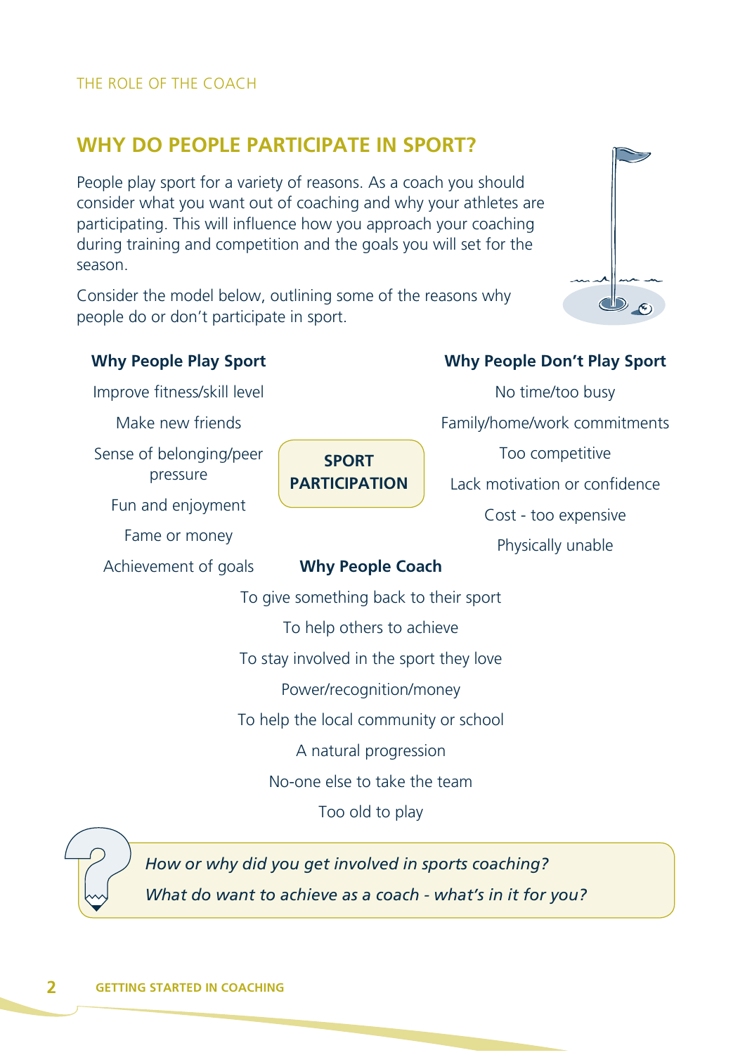## WHY DO PEOPLE PARTICIPATE IN SPORT?

People play sport for a variety of reasons. As a coach you should consider what you want out of coaching and why your athletes are participating. This will influence how you approach your coaching during training and competition and the goals you will set for the season.

Consider the model below, outlining some of the reasons why people do or don't participate in sport.

**SPORT PARTICIPATION**

**Why People Play Sport**

- Improve fitness/skill level
- Make new friends
- Sense of belonging/peer pressure
- Fun and enjoyment
- Fame or money
- Achievement of goals

**Why People Don't Play Sport**

- No time/too busy
- Family/home/work commitments
- Too competitive
- Lack motivation or confidence
- Cost - too expensive
- Physically unable

**Why People Coach**

- To give something back to their sport
- To help others to achieve
- To stay involved in the sport they love
- Power/recognition/money
- To help the local community or school
- A natural progression
- No-one else to take the team
- Too old to play

*How or why did you get involved in sports coaching?*

*What do want to achieve as a coach - what's in it for you?*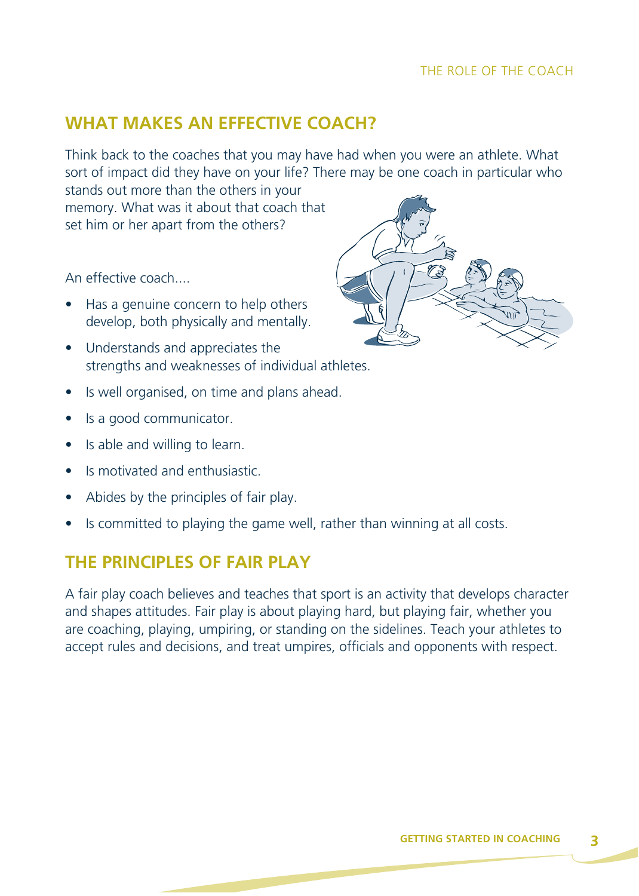## WHAT MAKES AN EFFECTIVE COACH?

Think back to the coaches that you may have had when you were an athlete. What sort of impact did they have on your life? There may be one coach in particular who stands out more than the others in your memory. What was it about that coach that set him or her apart from the others?

An effective coach....

- Has a genuine concern to help others develop, both physically and mentally.
- Understands and appreciates the strengths and weaknesses of individual athletes.
- Is well organised, on time and plans ahead.
- Is a good communicator.
- Is able and willing to learn.
- Is motivated and enthusiastic.
- Abides by the principles of fair play.
- Is committed to playing the game well, rather than winning at all costs.

## THE PRINCIPLES OF FAIR PLAY

A fair play coach believes and teaches that sport is an activity that develops character and shapes attitudes. Fair play is about playing hard, but playing fair, whether you are coaching, playing, umpiring, or standing on the sidelines. Teach your athletes to accept rules and decisions, and treat umpires, officials and opponents with respect.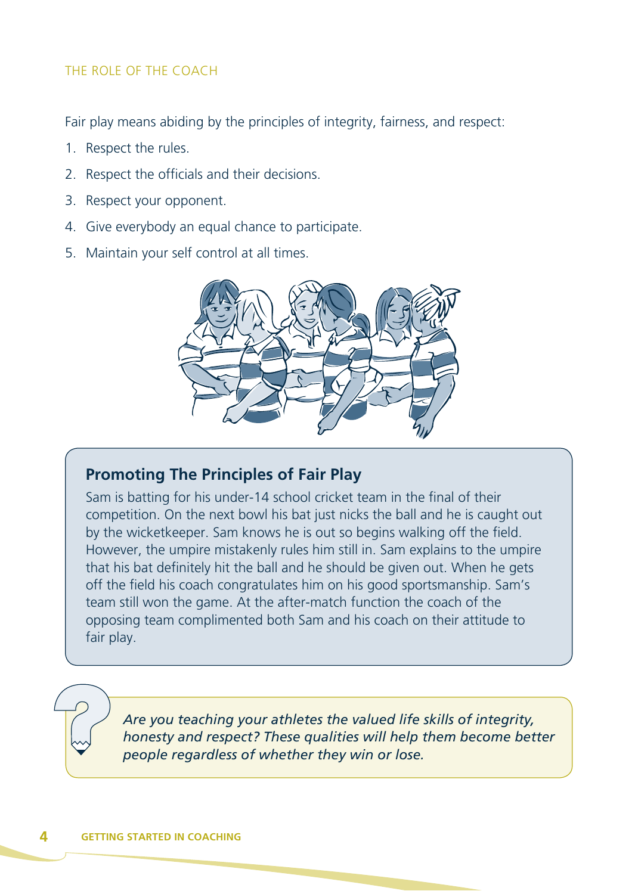Fair play means abiding by the principles of integrity, fairness, and respect:

1. Respect the rules.
2. Respect the officials and their decisions.
3. Respect your opponent.
4. Give everybody an equal chance to participate.
5. Maintain your self control at all times.

### Promoting The Principles of Fair Play

Sam is batting for his under-14 school cricket team in the final of their competition. On the next bowl his bat just nicks the ball and he is caught out by the wicketkeeper. Sam knows he is out so begins walking off the field. However, the umpire mistakenly rules him still in. Sam explains to the umpire that his bat definitely hit the ball and he should be given out. When he gets off the field his coach congratulates him on his good sportsmanship. Sam's team still won the game. At the after-match function the coach of the opposing team complimented both Sam and his coach on their attitude to fair play.

*Are you teaching your athletes the valued life skills of integrity, honesty and respect? These qualities will help them become better people regardless of whether they win or lose.*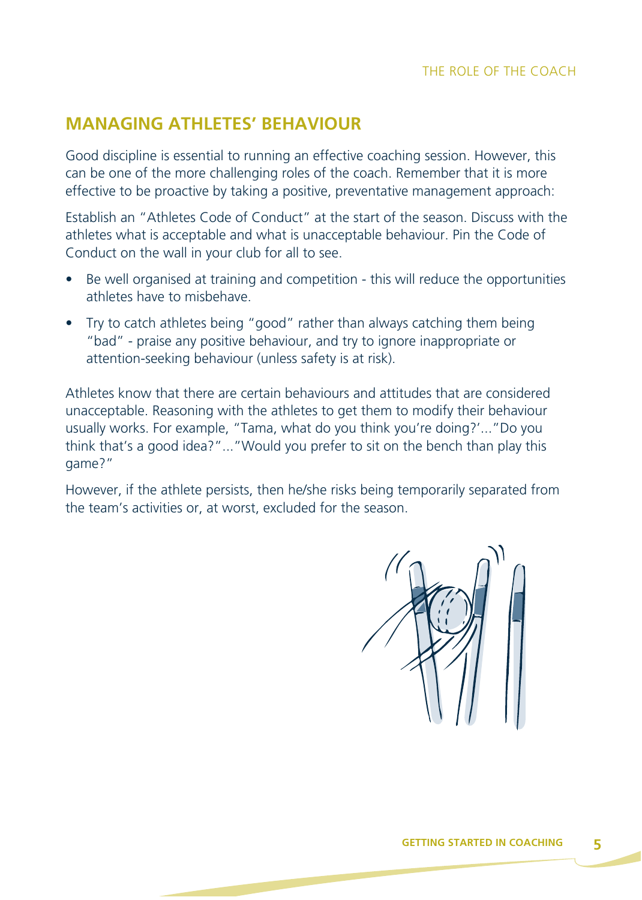## MANAGING ATHLETES' BEHAVIOUR

Good discipline is essential to running an effective coaching session. However, this can be one of the more challenging roles of the coach. Remember that it is more effective to be proactive by taking a positive, preventative management approach:

Establish an "Athletes Code of Conduct" at the start of the season. Discuss with the athletes what is acceptable and what is unacceptable behaviour. Pin the Code of Conduct on the wall in your club for all to see.

- Be well organised at training and competition - this will reduce the opportunities athletes have to misbehave.
- Try to catch athletes being "good" rather than always catching them being "bad" - praise any positive behaviour, and try to ignore inappropriate or attention-seeking behaviour (unless safety is at risk).

Athletes know that there are certain behaviours and attitudes that are considered unacceptable. Reasoning with the athletes to get them to modify their behaviour usually works. For example, "Tama, what do you think you're doing?'..."Do you think that's a good idea?"..."Would you prefer to sit on the bench than play this game?"

However, if the athlete persists, then he/she risks being temporarily separated from the team's activities or, at worst, excluded for the season.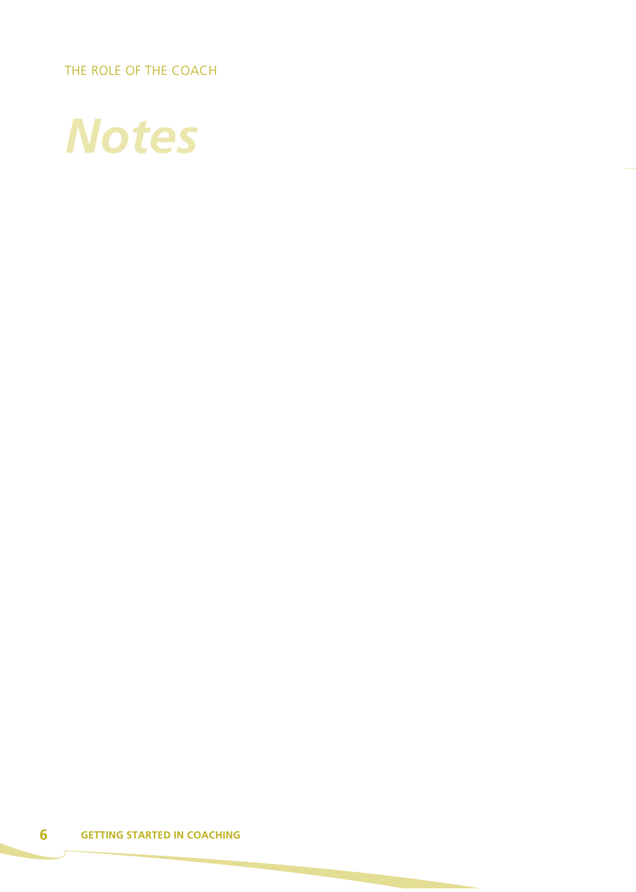# *Notes*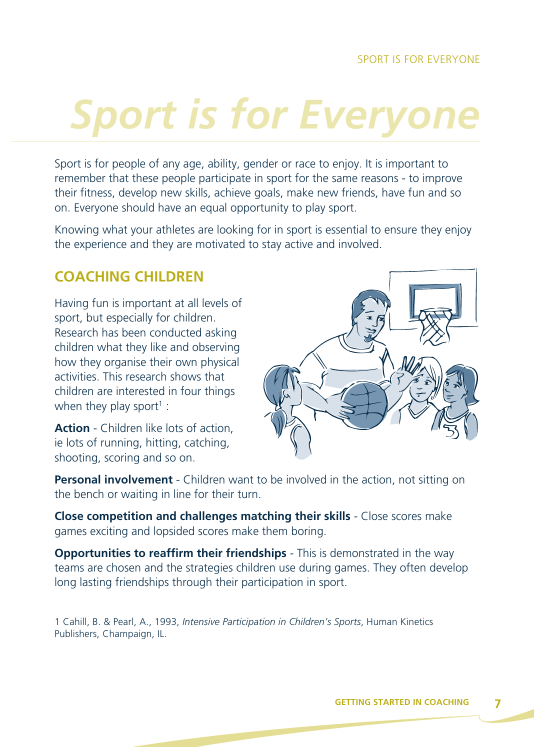# Sport is for Everyone

Sport is for people of any age, ability, gender or race to enjoy. It is important to remember that these people participate in sport for the same reasons - to improve their fitness, develop new skills, achieve goals, make new friends, have fun and so on. Everyone should have an equal opportunity to play sport.

Knowing what your athletes are looking for in sport is essential to ensure they enjoy the experience and they are motivated to stay active and involved.

## COACHING CHILDREN

Having fun is important at all levels of sport, but especially for children. Research has been conducted asking children what they like and observing how they organise their own physical activities. This research shows that children are interested in four things when they play sport[1] :

**Action** - Children like lots of action, ie lots of running, hitting, catching, shooting, scoring and so on.

**Personal involvement** - Children want to be involved in the action, not sitting on the bench or waiting in line for their turn.

**Close competition and challenges matching their skills** - Close scores make games exciting and lopsided scores make them boring.

**Opportunities to reaffirm their friendships** - This is demonstrated in the way teams are chosen and the strategies children use during games. They often develop long lasting friendships through their participation in sport.

1 Cahill, B. & Pearl, A., 1993, *Intensive Participation in Children's Sports*, Human Kinetics Publishers, Champaign, IL.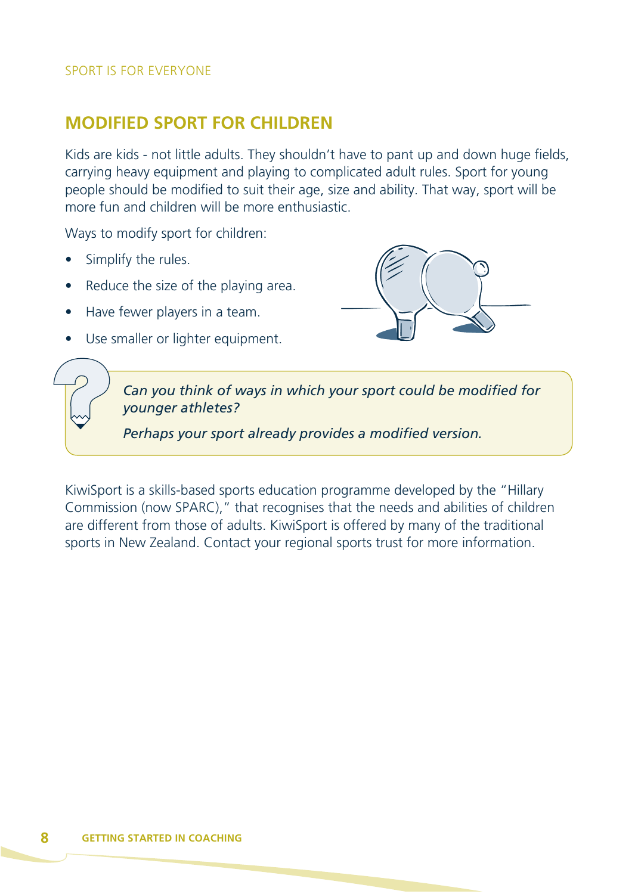## MODIFIED SPORT FOR CHILDREN

Kids are kids - not little adults. They shouldn't have to pant up and down huge fields, carrying heavy equipment and playing to complicated adult rules. Sport for young people should be modified to suit their age, size and ability. That way, sport will be more fun and children will be more enthusiastic.

Ways to modify sport for children:

- Simplify the rules.
- Reduce the size of the playing area.
- Have fewer players in a team.
- Use smaller or lighter equipment.

*Can you think of ways in which your sport could be modified for younger athletes?*

*Perhaps your sport already provides a modified version.*

KiwiSport is a skills-based sports education programme developed by the "Hillary Commission (now SPARC)," that recognises that the needs and abilities of children are different from those of adults. KiwiSport is offered by many of the traditional sports in New Zealand. Contact your regional sports trust for more information.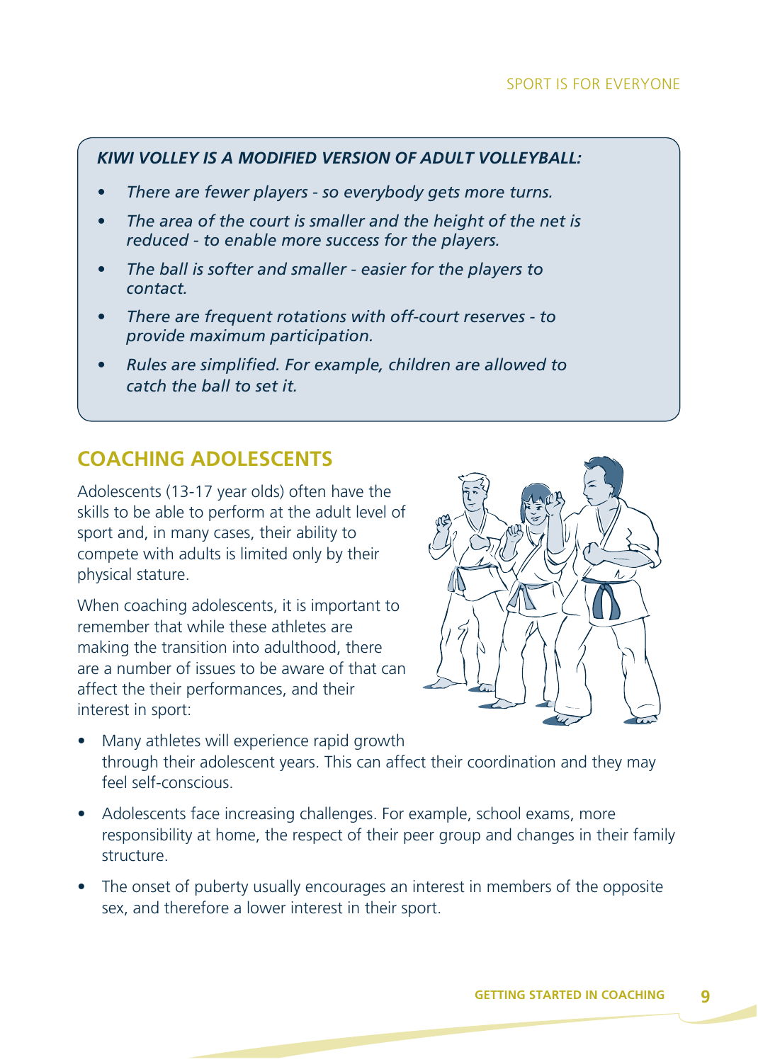***KIWI VOLLEY IS A MODIFIED VERSION OF ADULT VOLLEYBALL:***

- *There are fewer players - so everybody gets more turns.*
- *The area of the court is smaller and the height of the net is reduced - to enable more success for the players.*
- *The ball is softer and smaller - easier for the players to contact.*
- *There are frequent rotations with off-court reserves - to provide maximum participation.*
- *Rules are simplified. For example, children are allowed to catch the ball to set it.*

## COACHING ADOLESCENTS

Adolescents (13-17 year olds) often have the skills to be able to perform at the adult level of sport and, in many cases, their ability to compete with adults is limited only by their physical stature.

When coaching adolescents, it is important to remember that while these athletes are making the transition into adulthood, there are a number of issues to be aware of that can affect the their performances, and their interest in sport:

- Many athletes will experience rapid growth through their adolescent years. This can affect their coordination and they may feel self-conscious.
- Adolescents face increasing challenges. For example, school exams, more responsibility at home, the respect of their peer group and changes in their family structure.
- The onset of puberty usually encourages an interest in members of the opposite sex, and therefore a lower interest in their sport.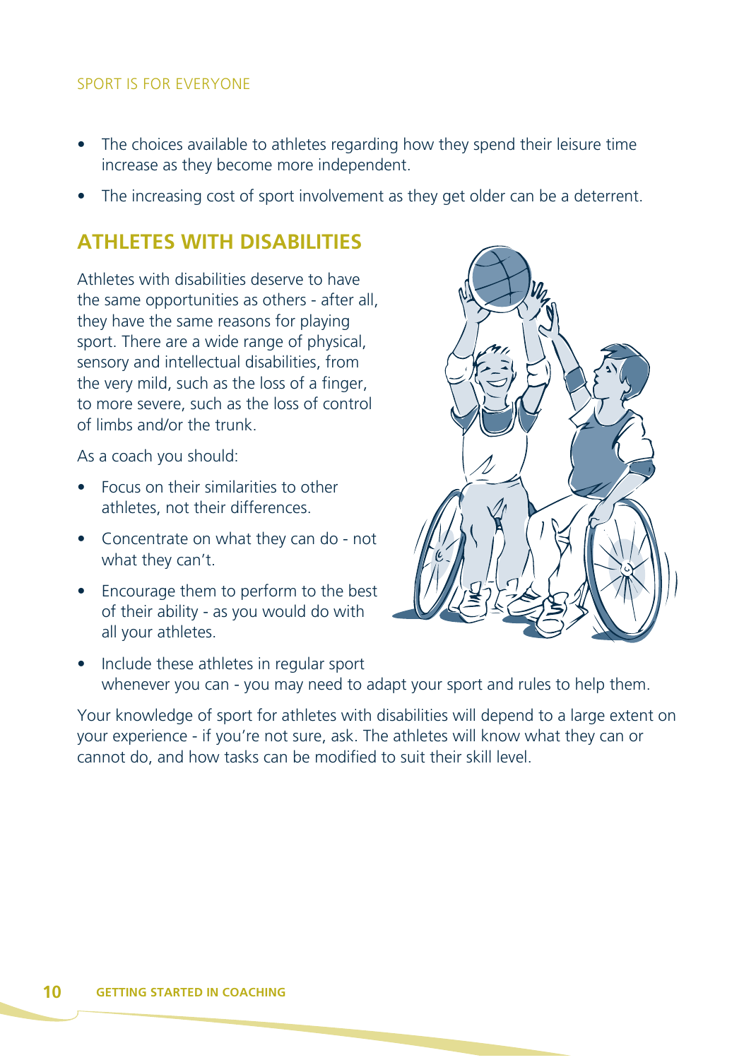- The choices available to athletes regarding how they spend their leisure time increase as they become more independent.
- The increasing cost of sport involvement as they get older can be a deterrent.

## ATHLETES WITH DISABILITIES

Athletes with disabilities deserve to have the same opportunities as others - after all, they have the same reasons for playing sport. There are a wide range of physical, sensory and intellectual disabilities, from the very mild, such as the loss of a finger, to more severe, such as the loss of control of limbs and/or the trunk.

As a coach you should:

- Focus on their similarities to other athletes, not their differences.
- Concentrate on what they can do - not what they can't.
- Encourage them to perform to the best of their ability - as you would do with all your athletes.
- Include these athletes in regular sport whenever you can - you may need to adapt your sport and rules to help them.

Your knowledge of sport for athletes with disabilities will depend to a large extent on your experience - if you're not sure, ask. The athletes will know what they can or cannot do, and how tasks can be modified to suit their skill level.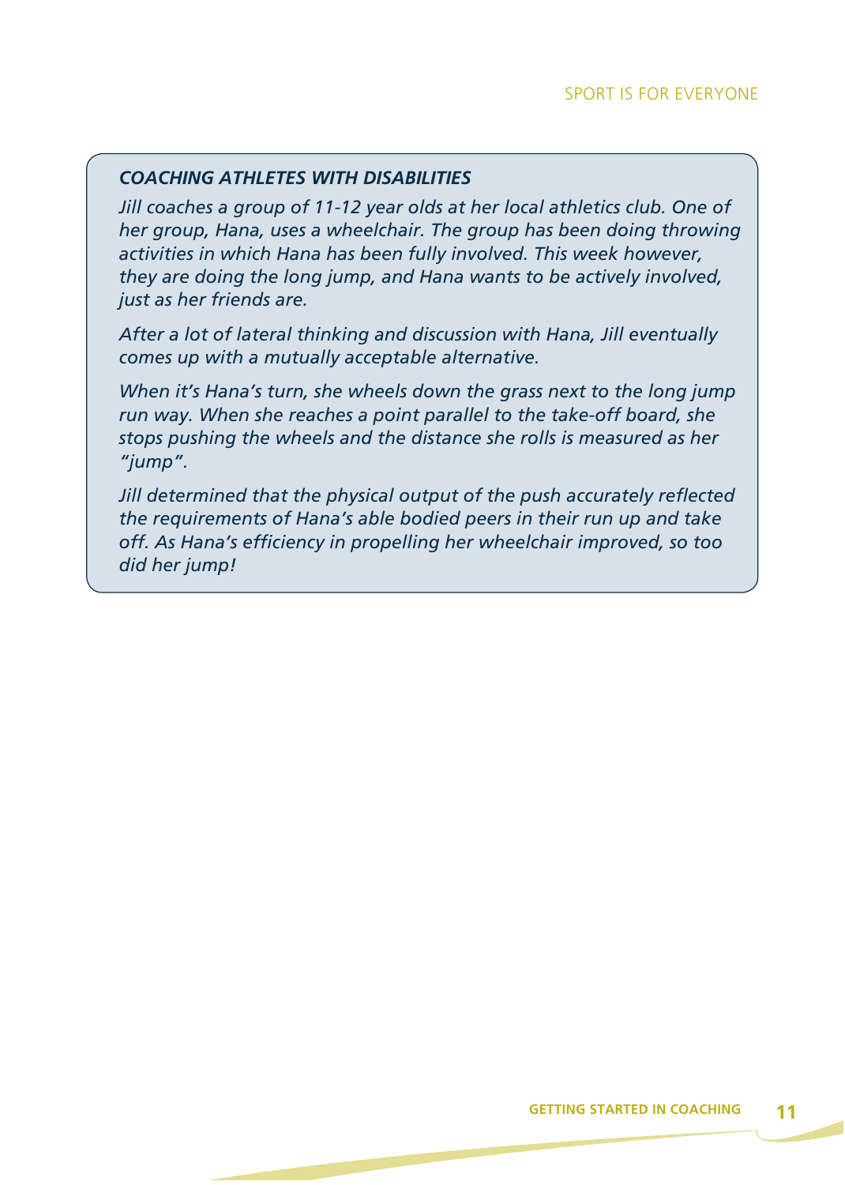### *COACHING ATHLETES WITH DISABILITIES*

*Jill coaches a group of 11-12 year olds at her local athletics club. One of her group, Hana, uses a wheelchair. The group has been doing throwing activities in which Hana has been fully involved. This week however, they are doing the long jump, and Hana wants to be actively involved, just as her friends are.*

*After a lot of lateral thinking and discussion with Hana, Jill eventually comes up with a mutually acceptable alternative.*

*When it's Hana's turn, she wheels down the grass next to the long jump run way. When she reaches a point parallel to the take-off board, she stops pushing the wheels and the distance she rolls is measured as her "jump".*

*Jill determined that the physical output of the push accurately reflected the requirements of Hana's able bodied peers in their run up and take off. As Hana's efficiency in propelling her wheelchair improved, so too did her jump!*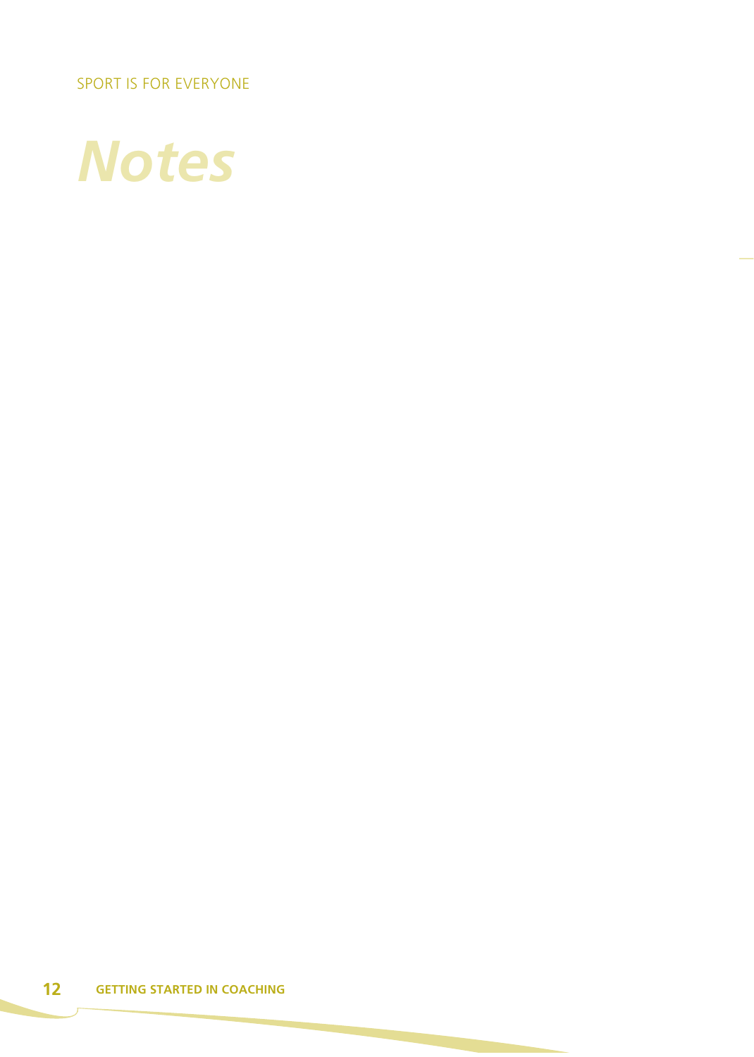# *Notes*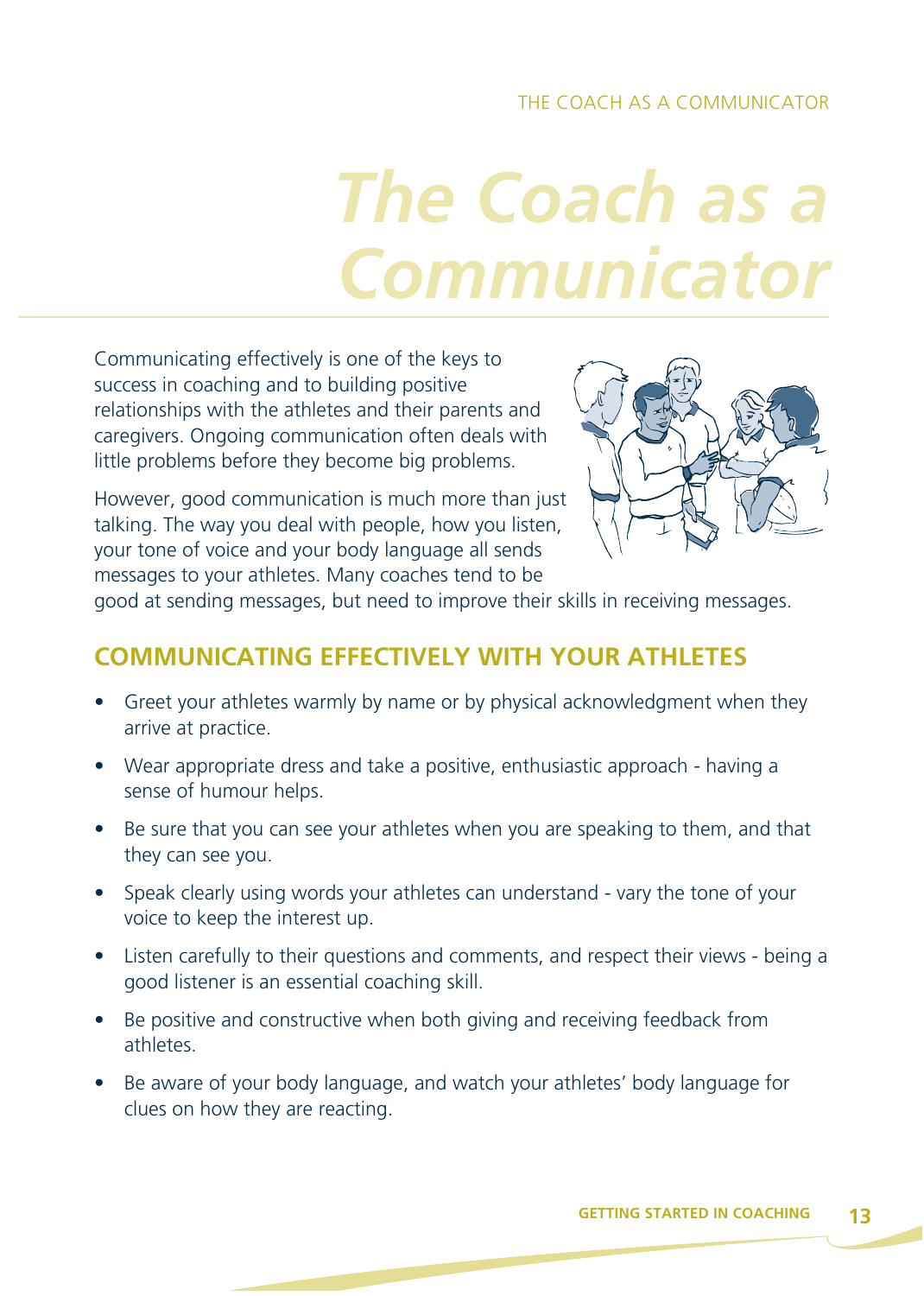# The Coach as a Communicator

Communicating effectively is one of the keys to success in coaching and to building positive relationships with the athletes and their parents and caregivers. Ongoing communication often deals with little problems before they become big problems.

However, good communication is much more than just talking. The way you deal with people, how you listen, your tone of voice and your body language all sends messages to your athletes. Many coaches tend to be good at sending messages, but need to improve their skills in receiving messages.

## COMMUNICATING EFFECTIVELY WITH YOUR ATHLETES

- Greet your athletes warmly by name or by physical acknowledgment when they arrive at practice.
- Wear appropriate dress and take a positive, enthusiastic approach - having a sense of humour helps.
- Be sure that you can see your athletes when you are speaking to them, and that they can see you.
- Speak clearly using words your athletes can understand - vary the tone of your voice to keep the interest up.
- Listen carefully to their questions and comments, and respect their views - being a good listener is an essential coaching skill.
- Be positive and constructive when both giving and receiving feedback from athletes.
- Be aware of your body language, and watch your athletes' body language for clues on how they are reacting.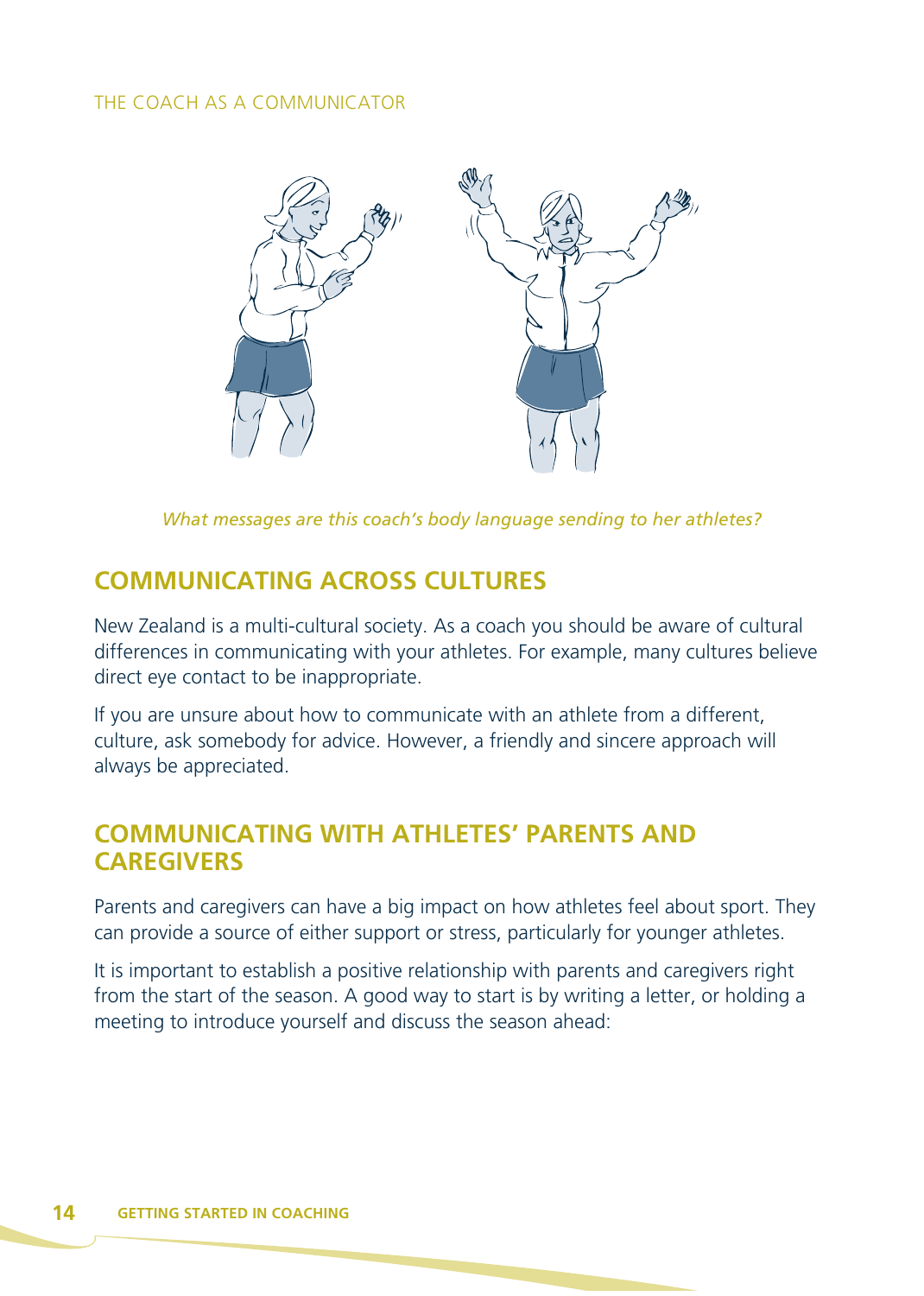*What messages are this coach's body language sending to her athletes?*

## COMMUNICATING ACROSS CULTURES

New Zealand is a multi-cultural society. As a coach you should be aware of cultural differences in communicating with your athletes. For example, many cultures believe direct eye contact to be inappropriate.

If you are unsure about how to communicate with an athlete from a different, culture, ask somebody for advice. However, a friendly and sincere approach will always be appreciated.

## COMMUNICATING WITH ATHLETES' PARENTS AND CAREGIVERS

Parents and caregivers can have a big impact on how athletes feel about sport. They can provide a source of either support or stress, particularly for younger athletes.

It is important to establish a positive relationship with parents and caregivers right from the start of the season. A good way to start is by writing a letter, or holding a meeting to introduce yourself and discuss the season ahead: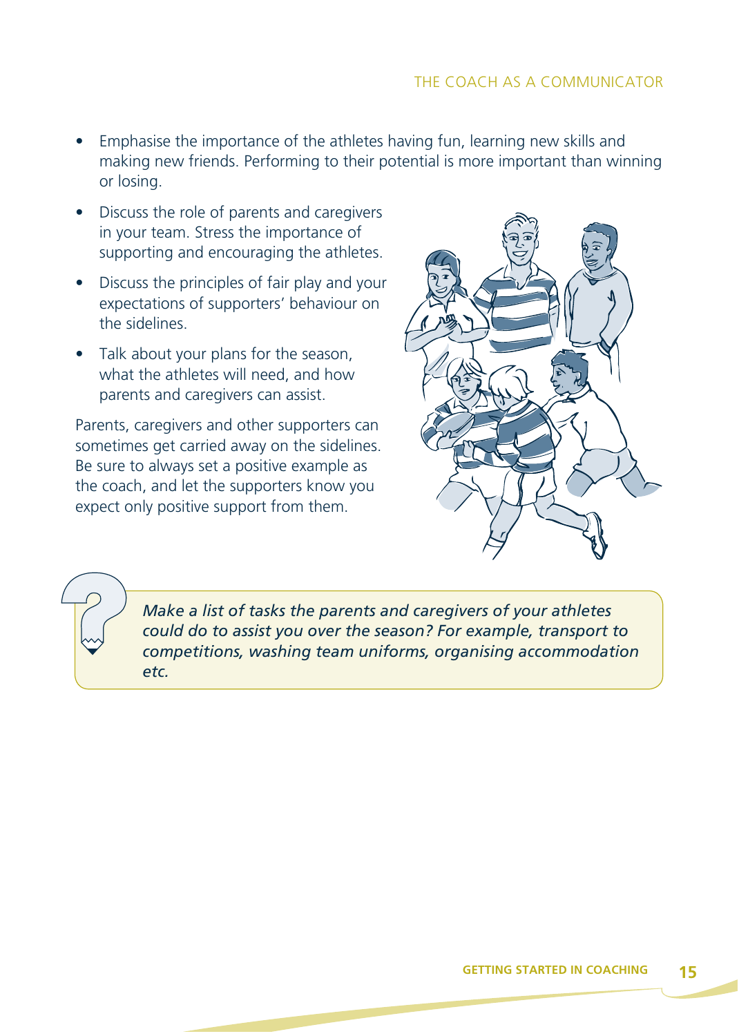- Emphasise the importance of the athletes having fun, learning new skills and making new friends. Performing to their potential is more important than winning or losing.
- Discuss the role of parents and caregivers in your team. Stress the importance of supporting and encouraging the athletes.
- Discuss the principles of fair play and your expectations of supporters' behaviour on the sidelines.
- Talk about your plans for the season, what the athletes will need, and how parents and caregivers can assist.

Parents, caregivers and other supporters can sometimes get carried away on the sidelines. Be sure to always set a positive example as the coach, and let the supporters know you expect only positive support from them.

*Make a list of tasks the parents and caregivers of your athletes could do to assist you over the season? For example, transport to competitions, washing team uniforms, organising accommodation etc.*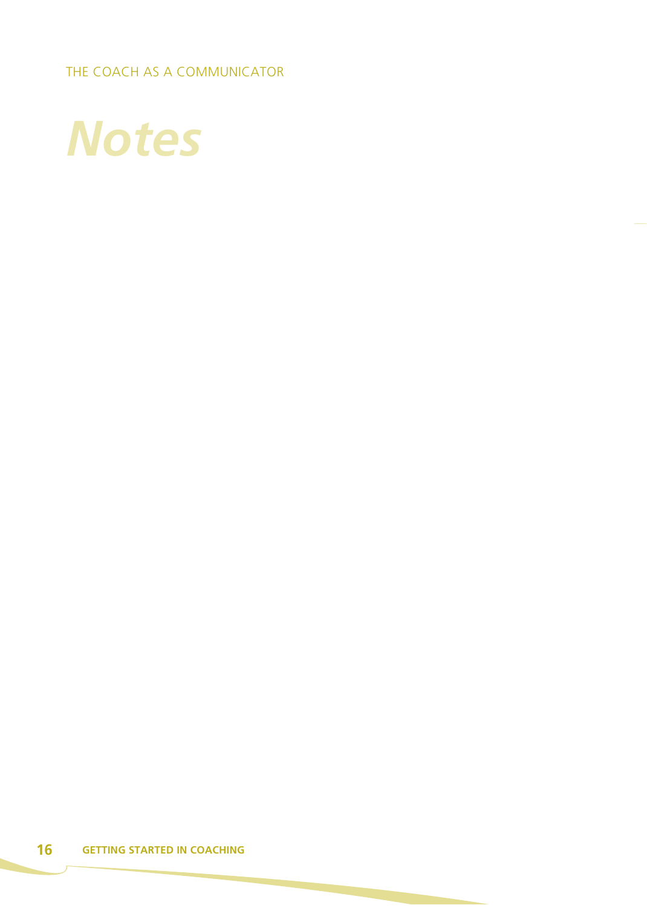# *Notes*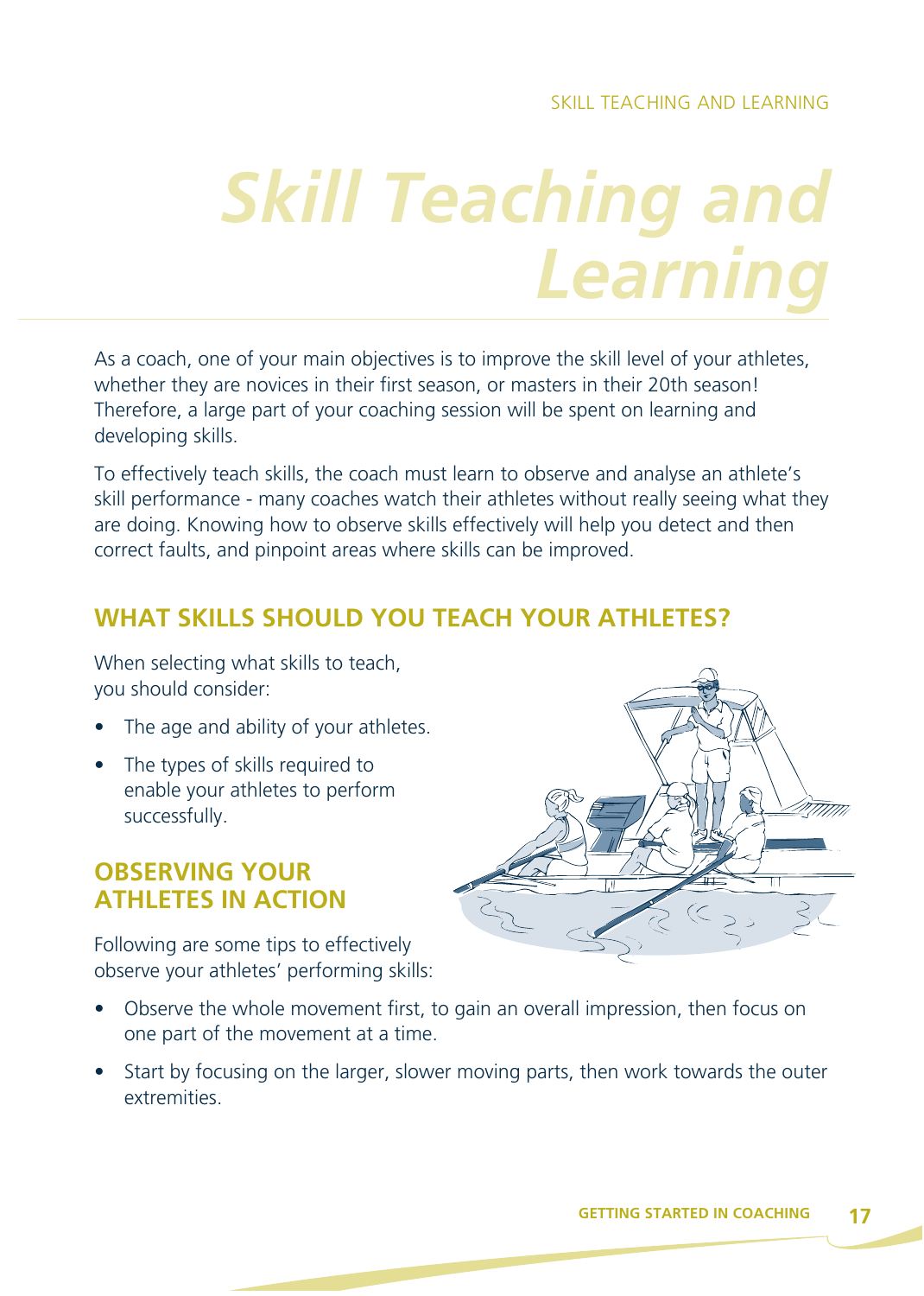# Skill Teaching and Learning

As a coach, one of your main objectives is to improve the skill level of your athletes, whether they are novices in their first season, or masters in their 20th season! Therefore, a large part of your coaching session will be spent on learning and developing skills.

To effectively teach skills, the coach must learn to observe and analyse an athlete's skill performance - many coaches watch their athletes without really seeing what they are doing. Knowing how to observe skills effectively will help you detect and then correct faults, and pinpoint areas where skills can be improved.

## WHAT SKILLS SHOULD YOU TEACH YOUR ATHLETES?

When selecting what skills to teach, you should consider:

- The age and ability of your athletes.
- The types of skills required to enable your athletes to perform successfully.

## OBSERVING YOUR ATHLETES IN ACTION

Following are some tips to effectively observe your athletes' performing skills:

- Observe the whole movement first, to gain an overall impression, then focus on one part of the movement at a time.
- Start by focusing on the larger, slower moving parts, then work towards the outer extremities.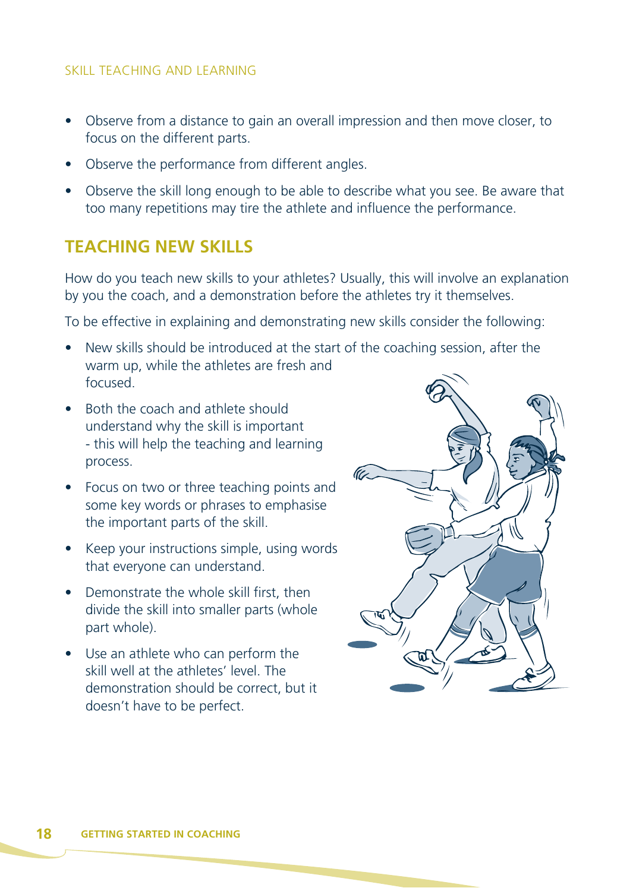- Observe from a distance to gain an overall impression and then move closer, to focus on the different parts.
- Observe the performance from different angles.
- Observe the skill long enough to be able to describe what you see. Be aware that too many repetitions may tire the athlete and influence the performance.

## TEACHING NEW SKILLS

How do you teach new skills to your athletes? Usually, this will involve an explanation by you the coach, and a demonstration before the athletes try it themselves.

To be effective in explaining and demonstrating new skills consider the following:

- New skills should be introduced at the start of the coaching session, after the warm up, while the athletes are fresh and focused.
- Both the coach and athlete should understand why the skill is important - this will help the teaching and learning process.
- Focus on two or three teaching points and some key words or phrases to emphasise the important parts of the skill.
- Keep your instructions simple, using words that everyone can understand.
- Demonstrate the whole skill first, then divide the skill into smaller parts (whole part whole).
- Use an athlete who can perform the skill well at the athletes' level. The demonstration should be correct, but it doesn't have to be perfect.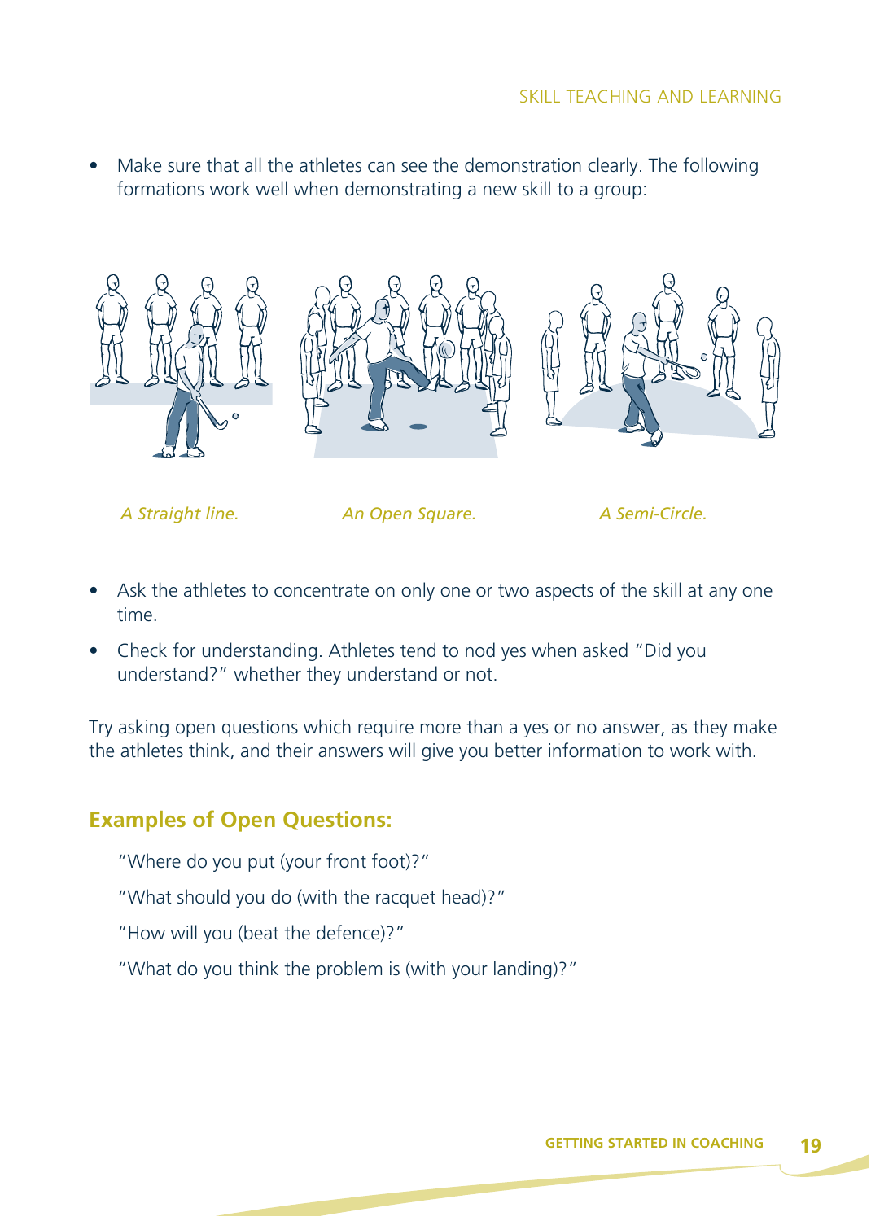- Make sure that all the athletes can see the demonstration clearly. The following formations work well when demonstrating a new skill to a group:

*A Straight line.* *An Open Square.* *A Semi-Circle.*

- Ask the athletes to concentrate on only one or two aspects of the skill at any one time.
- Check for understanding. Athletes tend to nod yes when asked "Did you understand?" whether they understand or not.

Try asking open questions which require more than a yes or no answer, as they make the athletes think, and their answers will give you better information to work with.

## Examples of Open Questions:

"Where do you put (your front foot)?"

"What should you do (with the racquet head)?"

"How will you (beat the defence)?"

"What do you think the problem is (with your landing)?"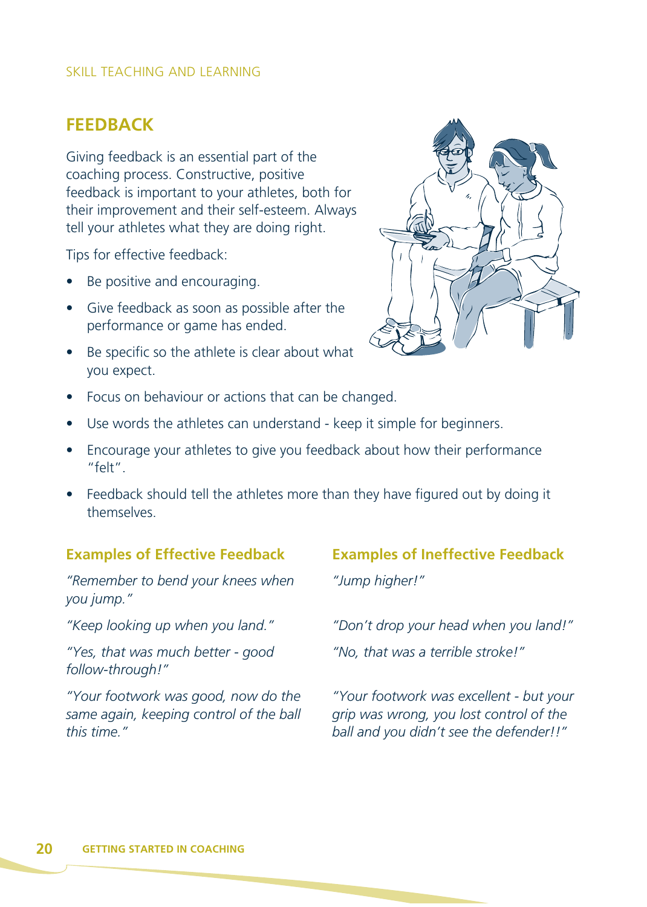## FEEDBACK

Giving feedback is an essential part of the coaching process. Constructive, positive feedback is important to your athletes, both for their improvement and their self-esteem. Always tell your athletes what they are doing right.

Tips for effective feedback:

- Be positive and encouraging.
- Give feedback as soon as possible after the performance or game has ended.
- Be specific so the athlete is clear about what you expect.
- Focus on behaviour or actions that can be changed.
- Use words the athletes can understand - keep it simple for beginners.
- Encourage your athletes to give you feedback about how their performance "felt".
- Feedback should tell the athletes more than they have figured out by doing it themselves.

### Examples of Effective Feedback

*"Remember to bend your knees when you jump."*

*"Keep looking up when you land."*

*"Yes, that was much better - good follow-through!"*

*"Your footwork was good, now do the same again, keeping control of the ball this time."*

### Examples of Ineffective Feedback

*"Jump higher!"*

*"Don't drop your head when you land!"*

*"No, that was a terrible stroke!"*

*"Your footwork was excellent - but your grip was wrong, you lost control of the ball and you didn't see the defender!!"*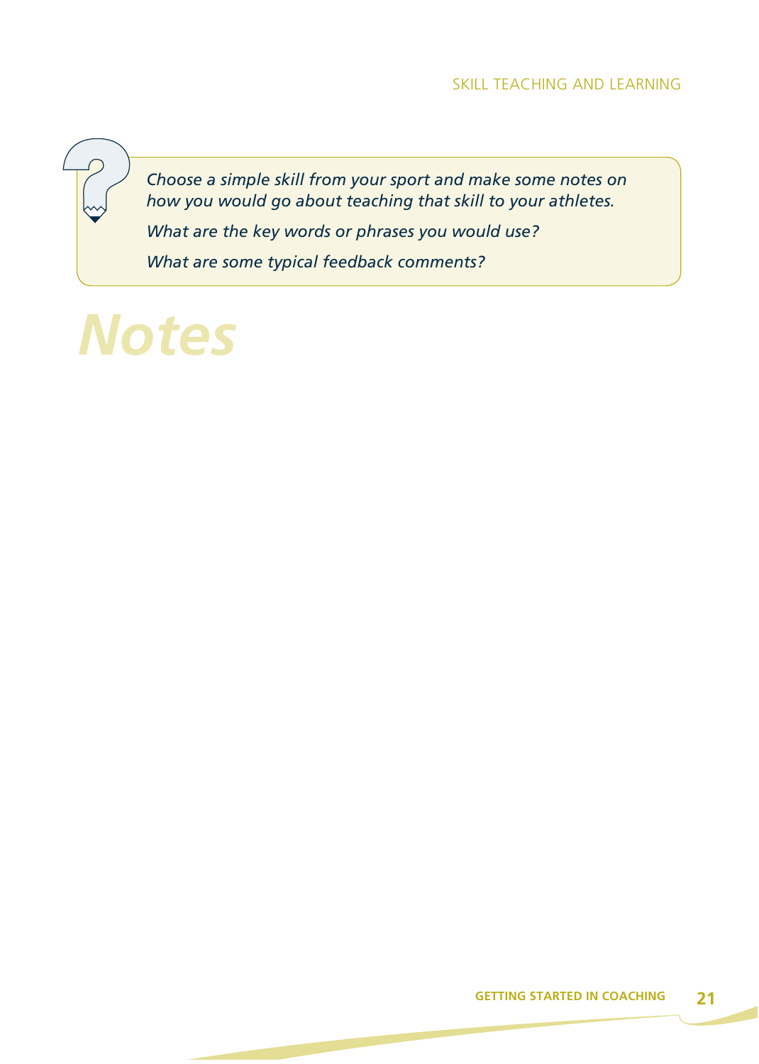*Choose a simple skill from your sport and make some notes on how you would go about teaching that skill to your athletes.*

*What are the key words or phrases you would use?*

*What are some typical feedback comments?*

# *Notes*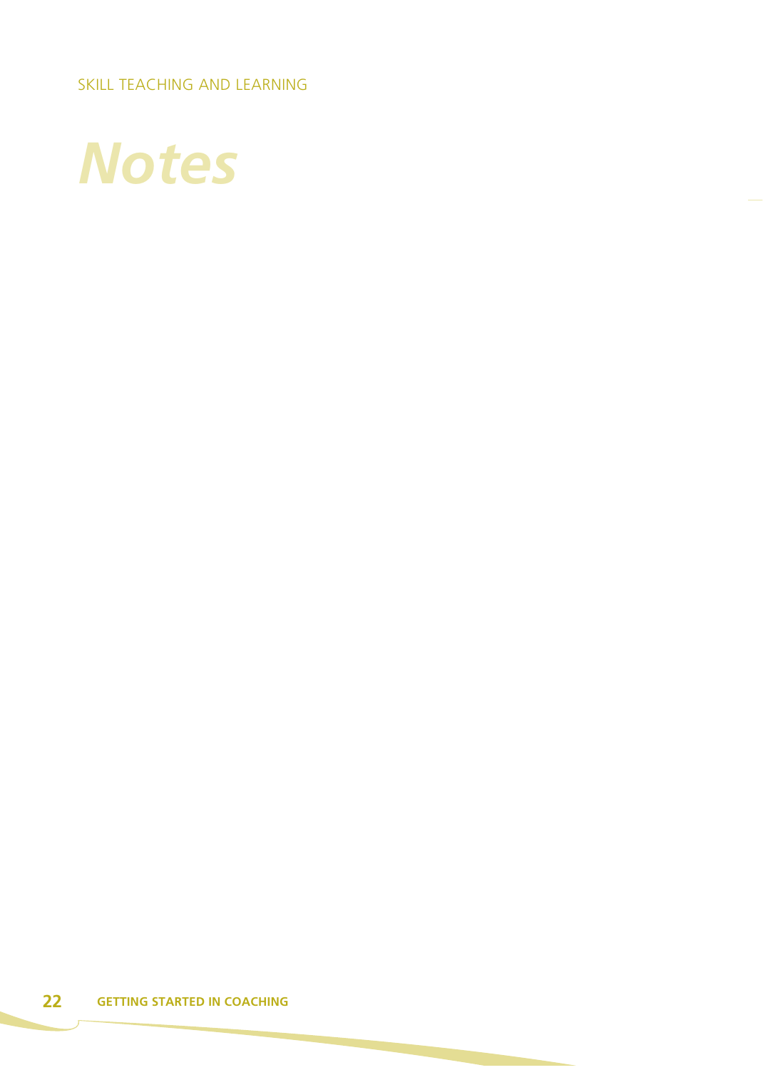# *Notes*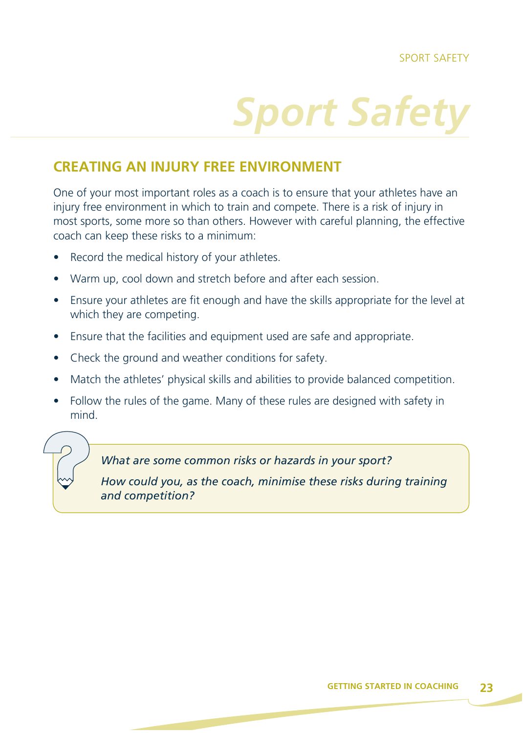# Sport Safety

## CREATING AN INJURY FREE ENVIRONMENT

One of your most important roles as a coach is to ensure that your athletes have an injury free environment in which to train and compete. There is a risk of injury in most sports, some more so than others. However with careful planning, the effective coach can keep these risks to a minimum:

- Record the medical history of your athletes.
- Warm up, cool down and stretch before and after each session.
- Ensure your athletes are fit enough and have the skills appropriate for the level at which they are competing.
- Ensure that the facilities and equipment used are safe and appropriate.
- Check the ground and weather conditions for safety.
- Match the athletes' physical skills and abilities to provide balanced competition.
- Follow the rules of the game. Many of these rules are designed with safety in mind.

*What are some common risks or hazards in your sport?*

*How could you, as the coach, minimise these risks during training and competition?*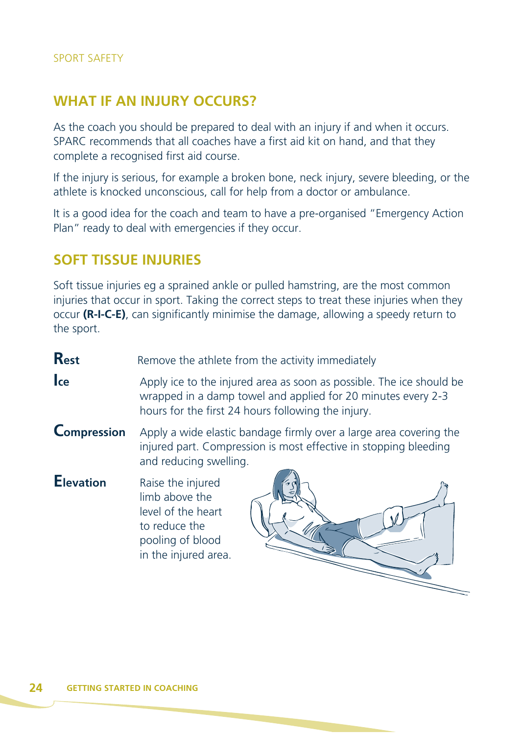## WHAT IF AN INJURY OCCURS?

As the coach you should be prepared to deal with an injury if and when it occurs. SPARC recommends that all coaches have a first aid kit on hand, and that they complete a recognised first aid course.

If the injury is serious, for example a broken bone, neck injury, severe bleeding, or the athlete is knocked unconscious, call for help from a doctor or ambulance.

It is a good idea for the coach and team to have a pre-organised "Emergency Action Plan" ready to deal with emergencies if they occur.

## SOFT TISSUE INJURIES

Soft tissue injuries eg a sprained ankle or pulled hamstring, are the most common injuries that occur in sport. Taking the correct steps to treat these injuries when they occur **(R-I-C-E)**, can significantly minimise the damage, allowing a speedy return to the sport.

**Rest** Remove the athlete from the activity immediately

**Ice** Apply ice to the injured area as soon as possible. The ice should be wrapped in a damp towel and applied for 20 minutes every 2-3 hours for the first 24 hours following the injury.

**Compression** Apply a wide elastic bandage firmly over a large area covering the injured part. Compression is most effective in stopping bleeding and reducing swelling.

**Elevation** Raise the injured limb above the level of the heart to reduce the pooling of blood in the injured area.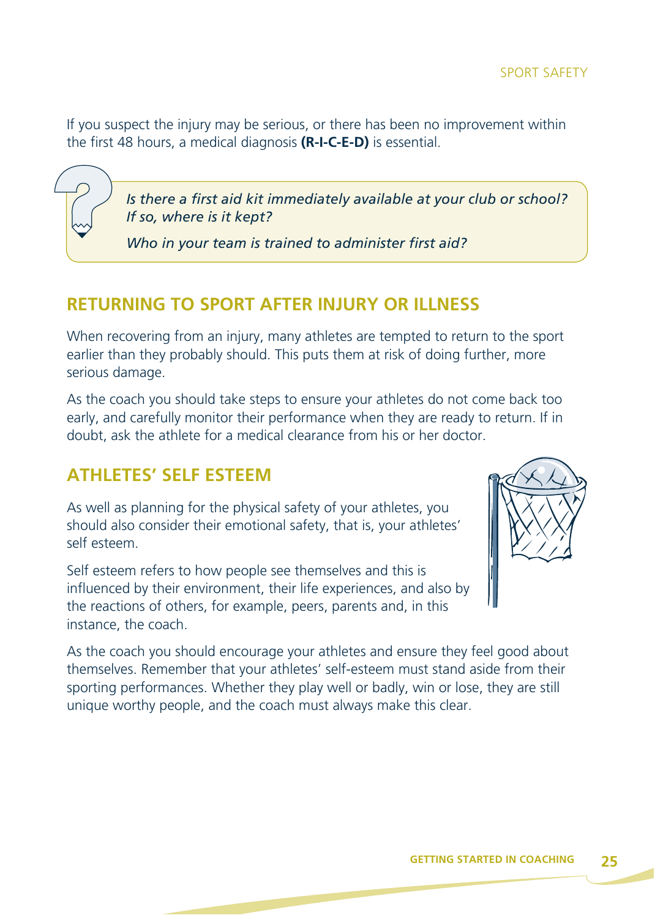If you suspect the injury may be serious, or there has been no improvement within the first 48 hours, a medical diagnosis **(R-I-C-E-D)** is essential.

> *Is there a first aid kit immediately available at your club or school? If so, where is it kept?*
>
> *Who in your team is trained to administer first aid?*

## RETURNING TO SPORT AFTER INJURY OR ILLNESS

When recovering from an injury, many athletes are tempted to return to the sport earlier than they probably should. This puts them at risk of doing further, more serious damage.

As the coach you should take steps to ensure your athletes do not come back too early, and carefully monitor their performance when they are ready to return. If in doubt, ask the athlete for a medical clearance from his or her doctor.

## ATHLETES' SELF ESTEEM

As well as planning for the physical safety of your athletes, you should also consider their emotional safety, that is, your athletes' self esteem.

Self esteem refers to how people see themselves and this is influenced by their environment, their life experiences, and also by the reactions of others, for example, peers, parents and, in this instance, the coach.

As the coach you should encourage your athletes and ensure they feel good about themselves. Remember that your athletes' self-esteem must stand aside from their sporting performances. Whether they play well or badly, win or lose, they are still unique worthy people, and the coach must always make this clear.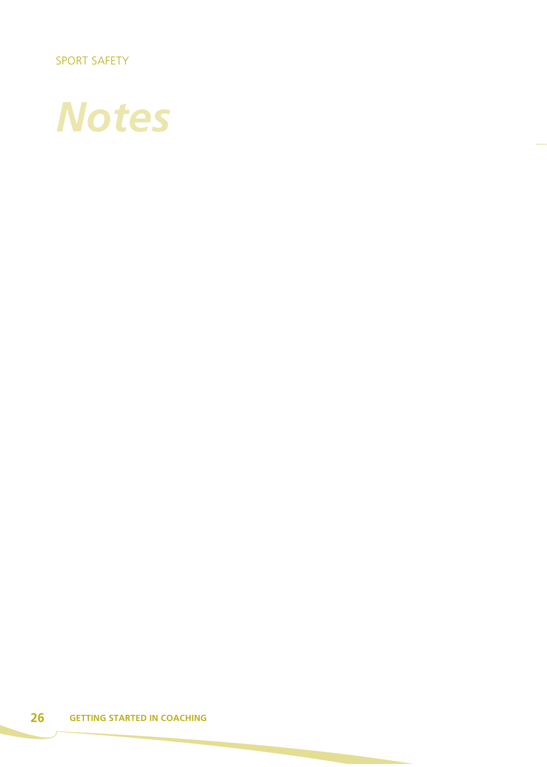# *Notes*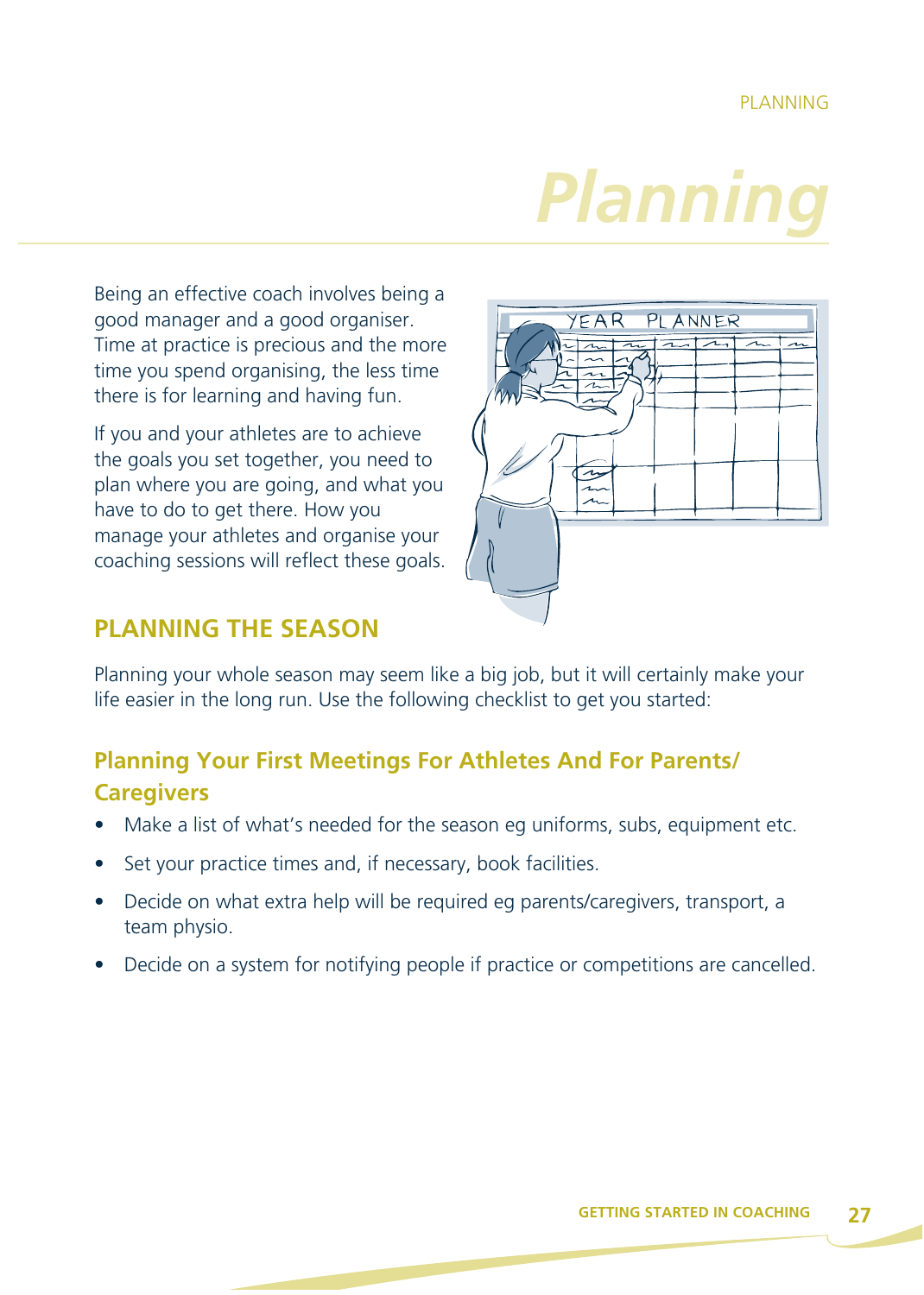# Planning

Being an effective coach involves being a good manager and a good organiser. Time at practice is precious and the more time you spend organising, the less time there is for learning and having fun.

If you and your athletes are to achieve the goals you set together, you need to plan where you are going, and what you have to do to get there. How you manage your athletes and organise your coaching sessions will reflect these goals.

## PLANNING THE SEASON

Planning your whole season may seem like a big job, but it will certainly make your life easier in the long run. Use the following checklist to get you started:

### Planning Your First Meetings For Athletes And For Parents/ Caregivers

- Make a list of what's needed for the season eg uniforms, subs, equipment etc.
- Set your practice times and, if necessary, book facilities.
- Decide on what extra help will be required eg parents/caregivers, transport, a team physio.
- Decide on a system for notifying people if practice or competitions are cancelled.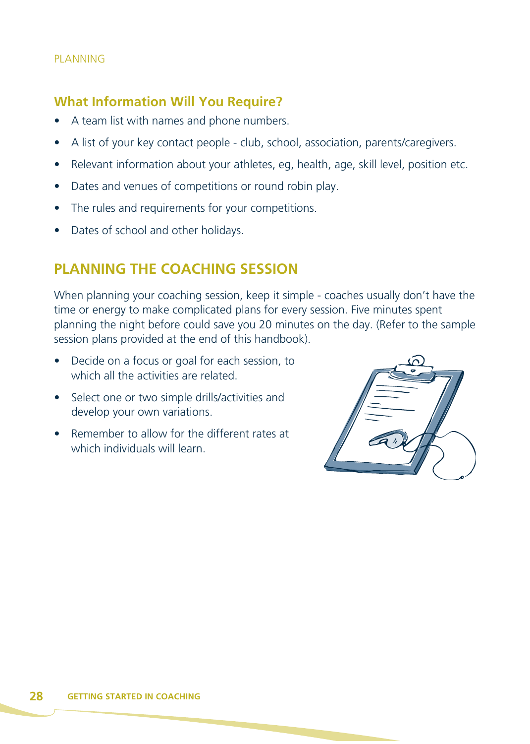## What Information Will You Require?

- A team list with names and phone numbers.
- A list of your key contact people - club, school, association, parents/caregivers.
- Relevant information about your athletes, eg, health, age, skill level, position etc.
- Dates and venues of competitions or round robin play.
- The rules and requirements for your competitions.
- Dates of school and other holidays.

## PLANNING THE COACHING SESSION

When planning your coaching session, keep it simple - coaches usually don't have the time or energy to make complicated plans for every session. Five minutes spent planning the night before could save you 20 minutes on the day. (Refer to the sample session plans provided at the end of this handbook).

- Decide on a focus or goal for each session, to which all the activities are related.
- Select one or two simple drills/activities and develop your own variations.
- Remember to allow for the different rates at which individuals will learn.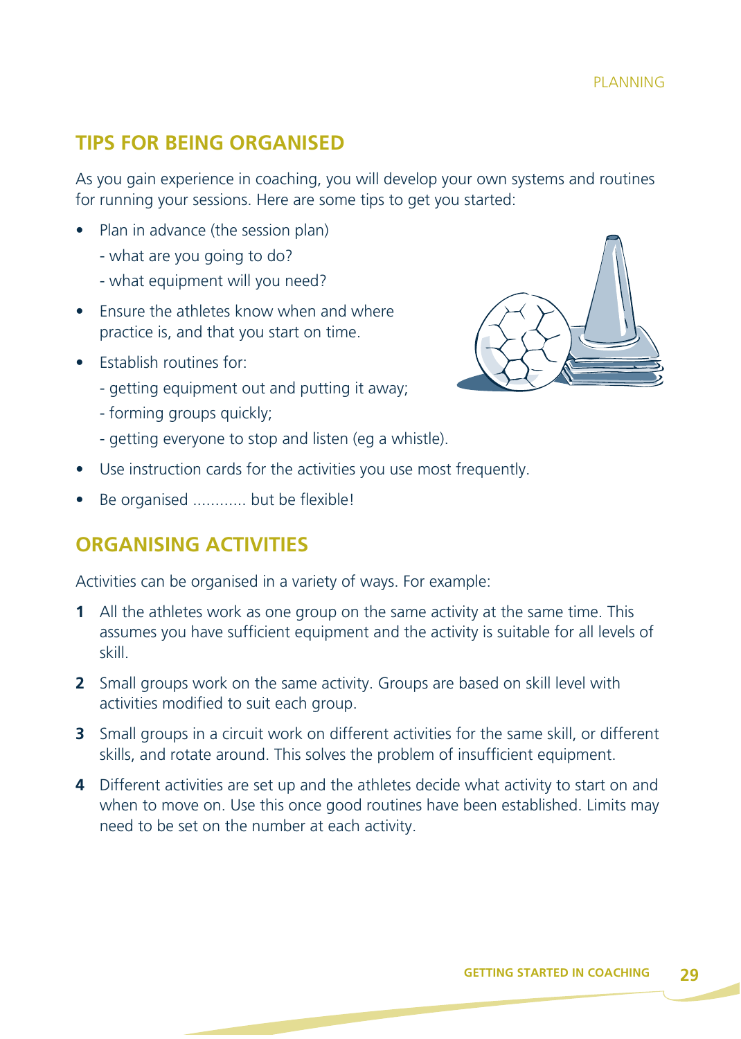## TIPS FOR BEING ORGANISED

As you gain experience in coaching, you will develop your own systems and routines for running your sessions. Here are some tips to get you started:

- Plan in advance (the session plan)
  - what are you going to do?
  - what equipment will you need?
- Ensure the athletes know when and where practice is, and that you start on time.
- Establish routines for:
  - getting equipment out and putting it away;
  - forming groups quickly;
  - getting everyone to stop and listen (eg a whistle).
- Use instruction cards for the activities you use most frequently.
- Be organised ............ but be flexible!

## ORGANISING ACTIVITIES

Activities can be organised in a variety of ways. For example:

1. All the athletes work as one group on the same activity at the same time. This assumes you have sufficient equipment and the activity is suitable for all levels of skill.
2. Small groups work on the same activity. Groups are based on skill level with activities modified to suit each group.
3. Small groups in a circuit work on different activities for the same skill, or different skills, and rotate around. This solves the problem of insufficient equipment.
4. Different activities are set up and the athletes decide what activity to start on and when to move on. Use this once good routines have been established. Limits may need to be set on the number at each activity.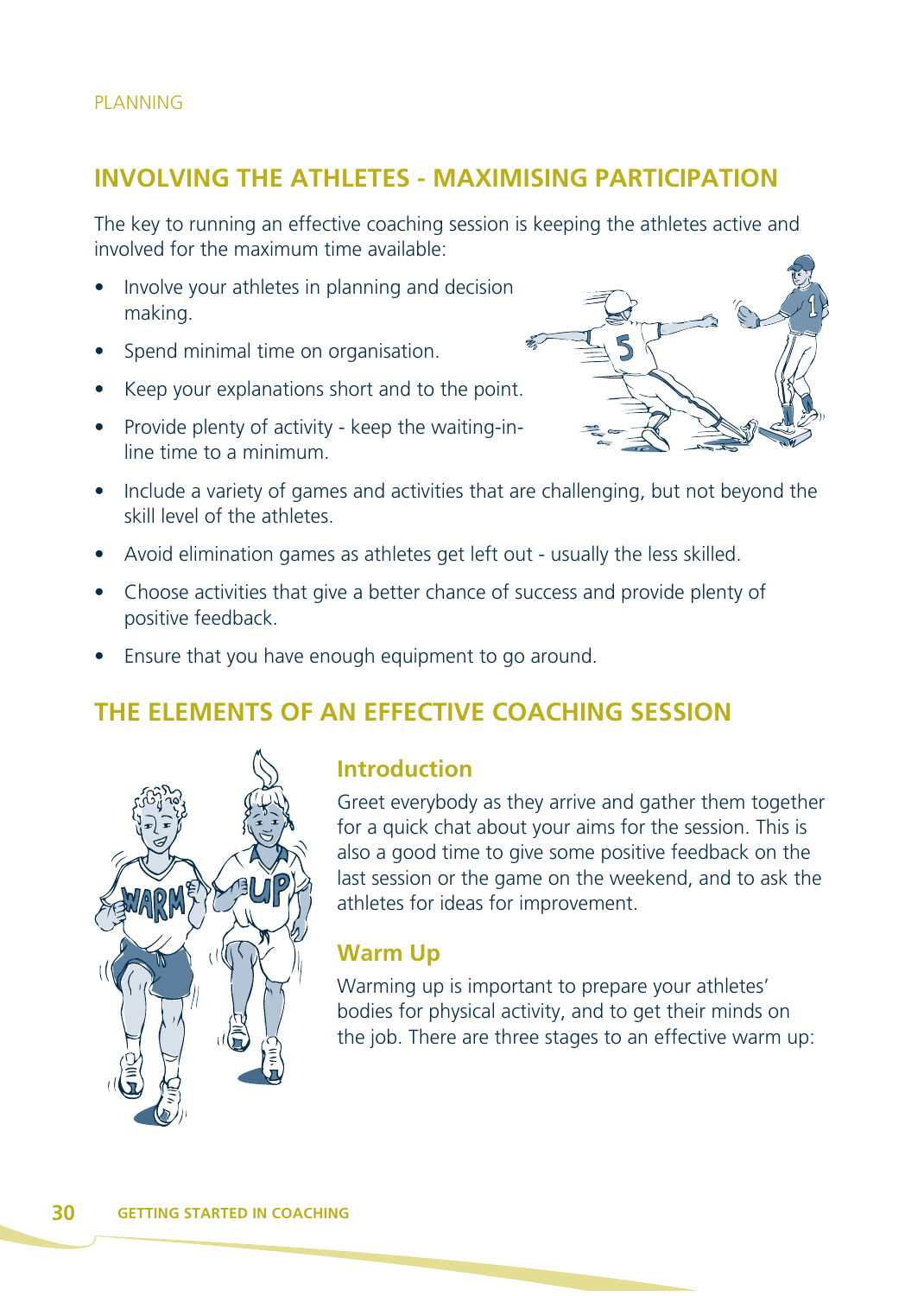## INVOLVING THE ATHLETES - MAXIMISING PARTICIPATION

The key to running an effective coaching session is keeping the athletes active and involved for the maximum time available:

- Involve your athletes in planning and decision making.
- Spend minimal time on organisation.
- Keep your explanations short and to the point.
- Provide plenty of activity - keep the waiting-in-line time to a minimum.
- Include a variety of games and activities that are challenging, but not beyond the skill level of the athletes.
- Avoid elimination games as athletes get left out - usually the less skilled.
- Choose activities that give a better chance of success and provide plenty of positive feedback.
- Ensure that you have enough equipment to go around.

## THE ELEMENTS OF AN EFFECTIVE COACHING SESSION

### Introduction

Greet everybody as they arrive and gather them together for a quick chat about your aims for the session. This is also a good time to give some positive feedback on the last session or the game on the weekend, and to ask the athletes for ideas for improvement.

### Warm Up

Warming up is important to prepare your athletes' bodies for physical activity, and to get their minds on the job. There are three stages to an effective warm up: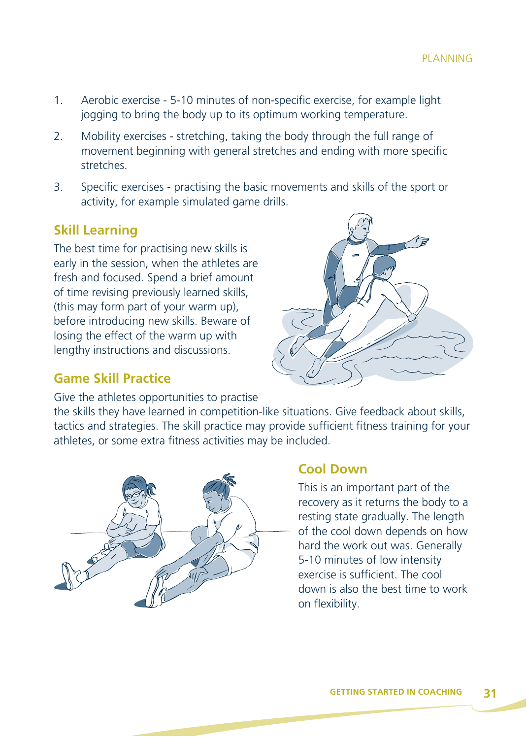1. Aerobic exercise - 5-10 minutes of non-specific exercise, for example light jogging to bring the body up to its optimum working temperature.
2. Mobility exercises - stretching, taking the body through the full range of movement beginning with general stretches and ending with more specific stretches.
3. Specific exercises - practising the basic movements and skills of the sport or activity, for example simulated game drills.

## Skill Learning

The best time for practising new skills is early in the session, when the athletes are fresh and focused. Spend a brief amount of time revising previously learned skills, (this may form part of your warm up), before introducing new skills. Beware of losing the effect of the warm up with lengthy instructions and discussions.

## Game Skill Practice

Give the athletes opportunities to practise the skills they have learned in competition-like situations. Give feedback about skills, tactics and strategies. The skill practice may provide sufficient fitness training for your athletes, or some extra fitness activities may be included.

## Cool Down

This is an important part of the recovery as it returns the body to a resting state gradually. The length of the cool down depends on how hard the work out was. Generally 5-10 minutes of low intensity exercise is sufficient. The cool down is also the best time to work on flexibility.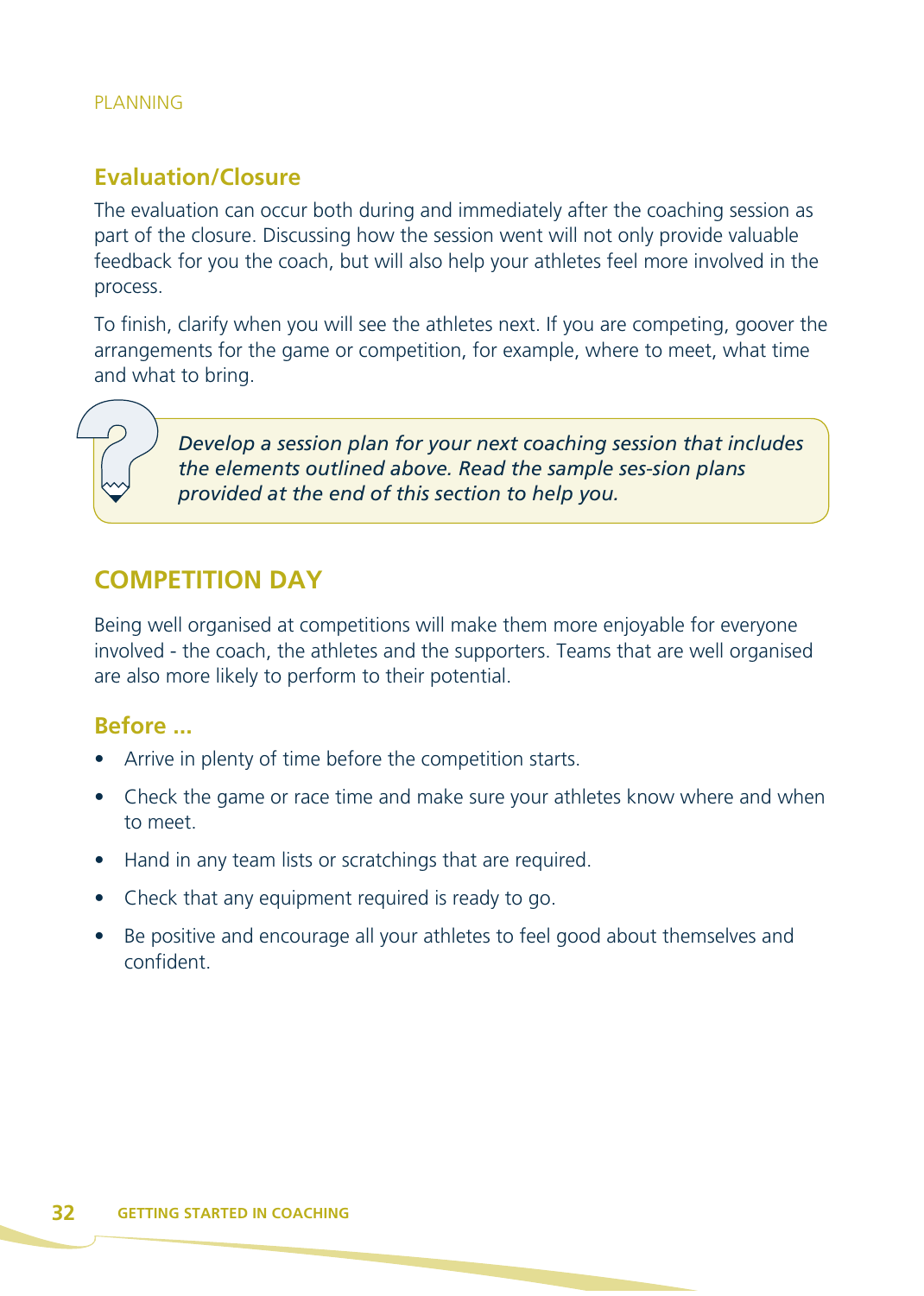### Evaluation/Closure

The evaluation can occur both during and immediately after the coaching session as part of the closure. Discussing how the session went will not only provide valuable feedback for you the coach, but will also help your athletes feel more involved in the process.

To finish, clarify when you will see the athletes next. If you are competing, goover the arrangements for the game or competition, for example, where to meet, what time and what to bring.

> *Develop a session plan for your next coaching session that includes the elements outlined above. Read the sample ses-sion plans provided at the end of this section to help you.*

## COMPETITION DAY

Being well organised at competitions will make them more enjoyable for everyone involved - the coach, the athletes and the supporters. Teams that are well organised are also more likely to perform to their potential.

### Before ...

- Arrive in plenty of time before the competition starts.
- Check the game or race time and make sure your athletes know where and when to meet.
- Hand in any team lists or scratchings that are required.
- Check that any equipment required is ready to go.
- Be positive and encourage all your athletes to feel good about themselves and confident.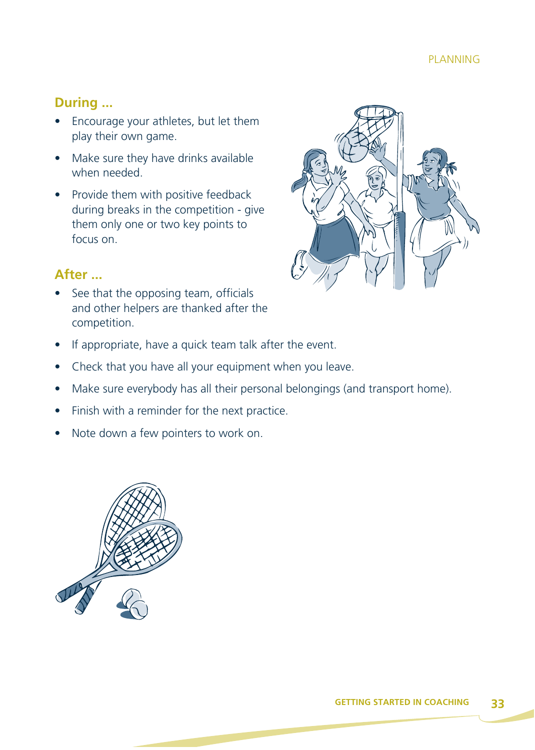## During ...

- Encourage your athletes, but let them play their own game.
- Make sure they have drinks available when needed.
- Provide them with positive feedback during breaks in the competition - give them only one or two key points to focus on.

## After ...

- See that the opposing team, officials and other helpers are thanked after the competition.
- If appropriate, have a quick team talk after the event.
- Check that you have all your equipment when you leave.
- Make sure everybody has all their personal belongings (and transport home).
- Finish with a reminder for the next practice.
- Note down a few pointers to work on.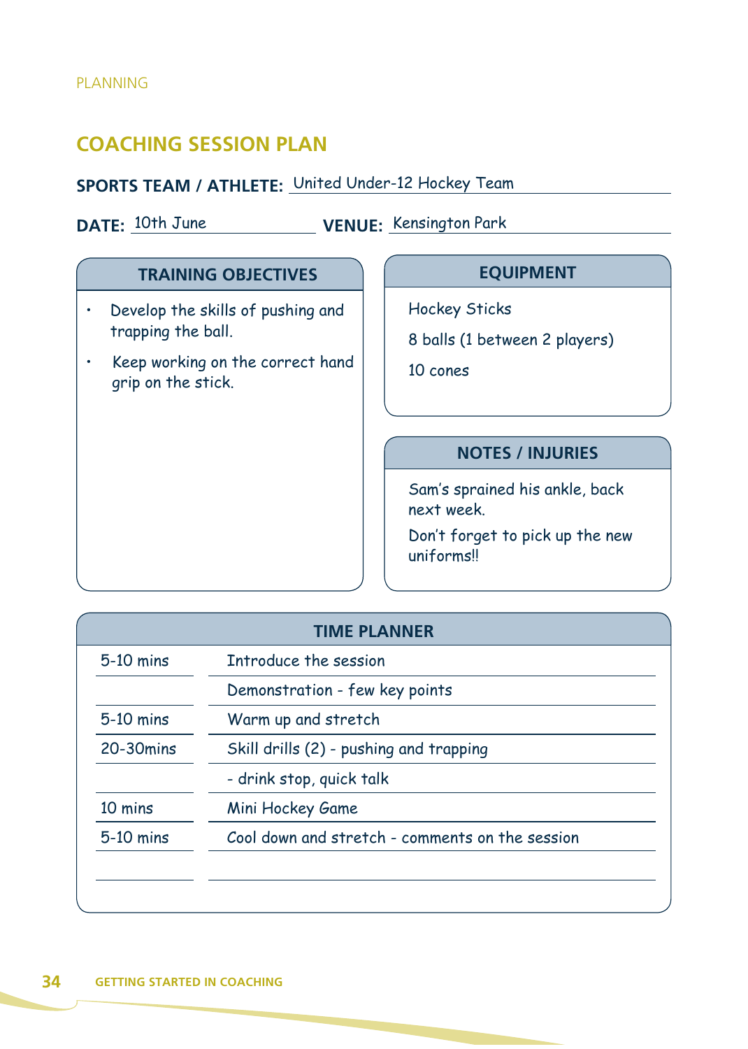PLANNING

## COACHING SESSION PLAN

**SPORTS TEAM / ATHLETE:** United Under-12 Hockey Team

**DATE:** 10th June **VENUE:** Kensington Park

### TRAINING OBJECTIVES

- Develop the skills of pushing and trapping the ball.
- Keep working on the correct hand grip on the stick.

### EQUIPMENT

Hockey Sticks

8 balls (1 between 2 players)

10 cones

### NOTES / INJURIES

Sam's sprained his ankle, back next week.

Don't forget to pick up the new uniforms!!

### TIME PLANNER

| Time | Activity |
|---|---|
| 5-10 mins | Introduce the session |
| | Demonstration - few key points |
| 5-10 mins | Warm up and stretch |
| 20-30mins | Skill drills (2) - pushing and trapping |
| | - drink stop, quick talk |
| 10 mins | Mini Hockey Game |
| 5-10 mins | Cool down and stretch - comments on the session |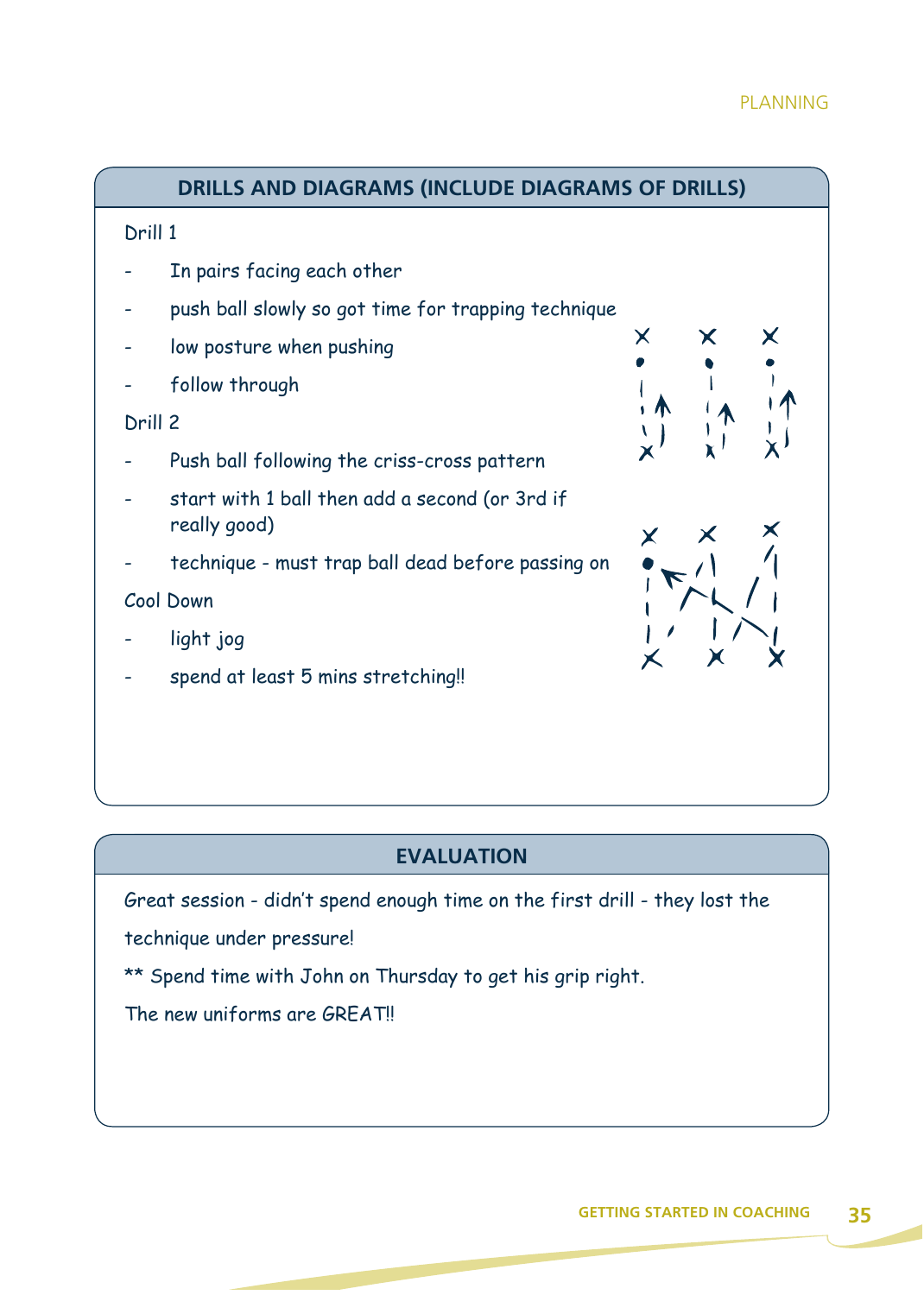## DRILLS AND DIAGRAMS (INCLUDE DIAGRAMS OF DRILLS)

Drill 1

- In pairs facing each other
- push ball slowly so got time for trapping technique
- low posture when pushing
- follow through

Drill 2

- Push ball following the criss-cross pattern
- start with 1 ball then add a second (or 3rd if really good)
- technique - must trap ball dead before passing on

Cool Down

- light jog
- spend at least 5 mins stretching!!

## EVALUATION

Great session - didn't spend enough time on the first drill - they lost the technique under pressure!

** Spend time with John on Thursday to get his grip right.

The new uniforms are GREAT!!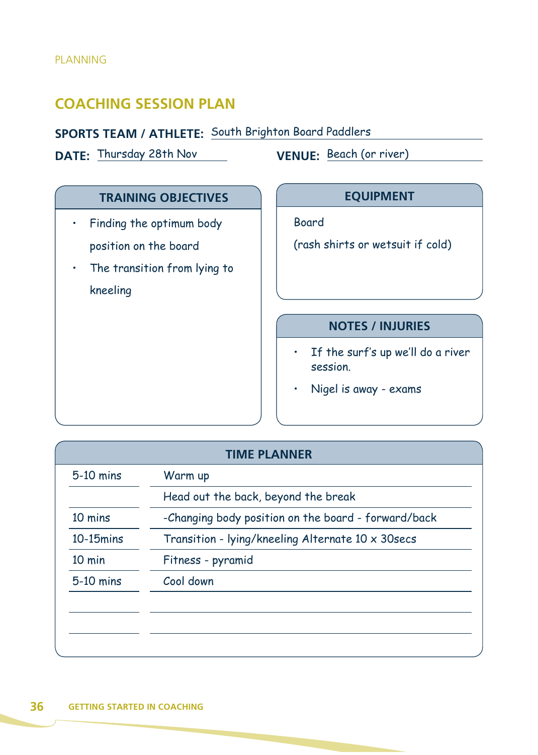PLANNING

## COACHING SESSION PLAN

**SPORTS TEAM / ATHLETE:** South Brighton Board Paddlers

**DATE:** Thursday 28th Nov

**VENUE:** Beach (or river)

### TRAINING OBJECTIVES

- Finding the optimum body position on the board
- The transition from lying to kneeling

### EQUIPMENT

Board

(rash shirts or wetsuit if cold)

### NOTES / INJURIES

- If the surf's up we'll do a river session.
- Nigel is away - exams

### TIME PLANNER

| Time | Activity |
|---|---|
| 5-10 mins | Warm up |
| | Head out the back, beyond the break |
| 10 mins | -Changing body position on the board - forward/back |
| 10-15mins | Transition - lying/kneeling Alternate 10 x 30secs |
| 10 min | Fitness - pyramid |
| 5-10 mins | Cool down |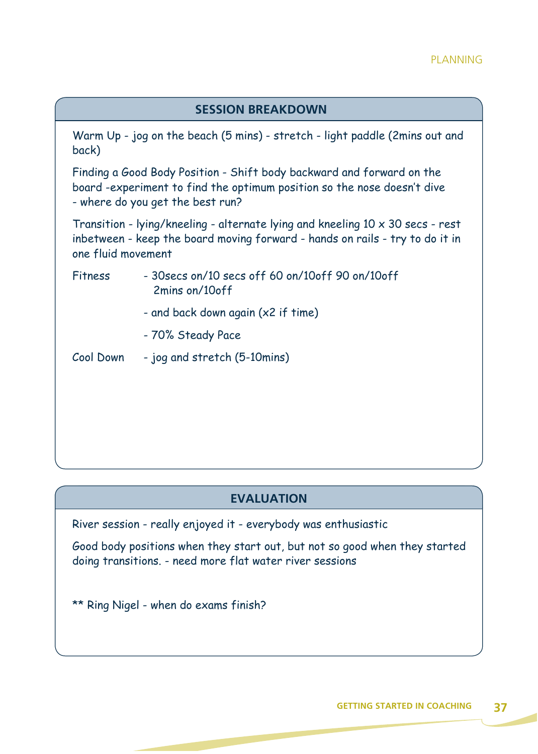## SESSION BREAKDOWN

Warm Up - jog on the beach (5 mins) - stretch - light paddle (2mins out and back)

Finding a Good Body Position - Shift body backward and forward on the board -experiment to find the optimum position so the nose doesn't dive - where do you get the best run?

Transition - lying/kneeling - alternate lying and kneeling 10 x 30 secs - rest inbetween - keep the board moving forward - hands on rails - try to do it in one fluid movement

Fitness - 30secs on/10 secs off 60 on/10off 90 on/10off 2mins on/10off

- and back down again (x2 if time)

- 70% Steady Pace

Cool Down - jog and stretch (5-10mins)

## EVALUATION

River session - really enjoyed it - everybody was enthusiastic

Good body positions when they start out, but not so good when they started doing transitions. - need more flat water river sessions

** Ring Nigel - when do exams finish?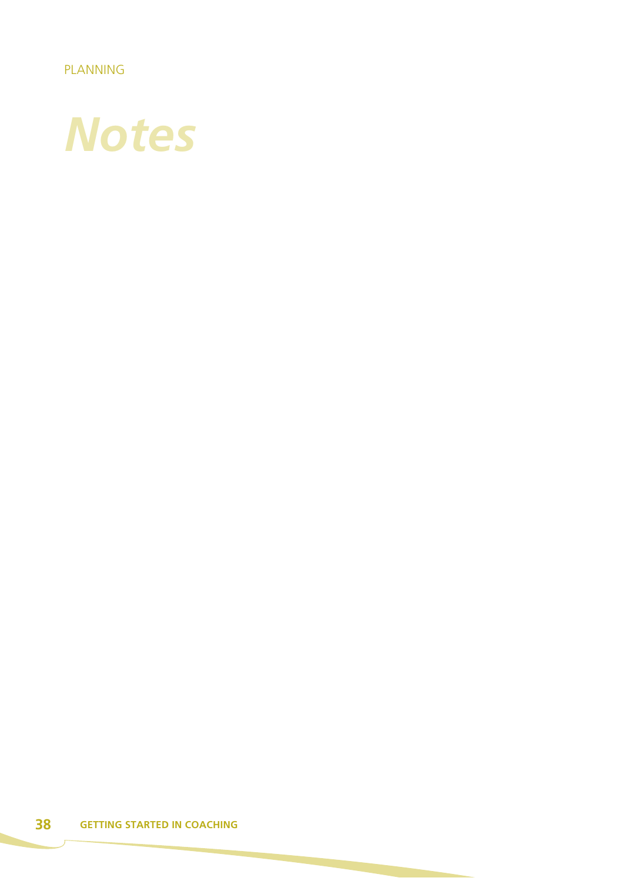# Notes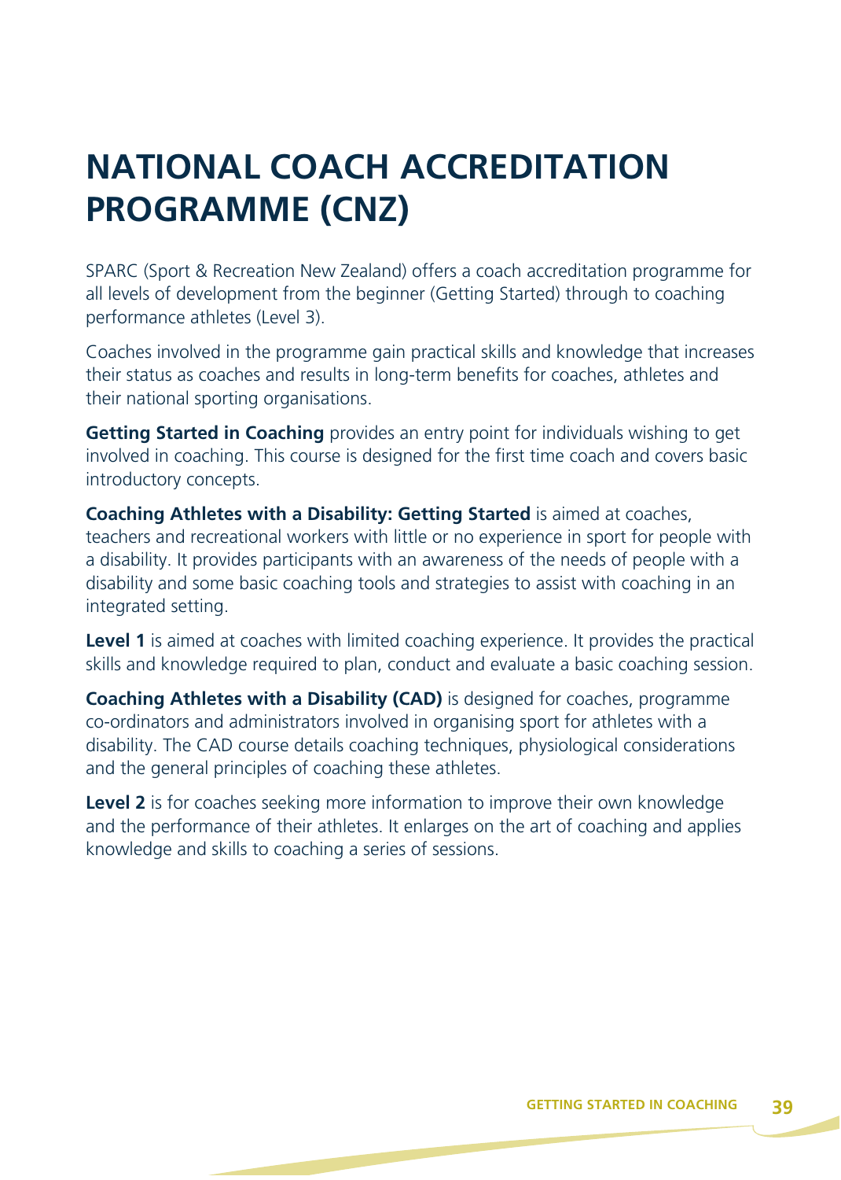# NATIONAL COACH ACCREDITATION PROGRAMME (CNZ)

SPARC (Sport & Recreation New Zealand) offers a coach accreditation programme for all levels of development from the beginner (Getting Started) through to coaching performance athletes (Level 3).

Coaches involved in the programme gain practical skills and knowledge that increases their status as coaches and results in long-term benefits for coaches, athletes and their national sporting organisations.

**Getting Started in Coaching** provides an entry point for individuals wishing to get involved in coaching. This course is designed for the first time coach and covers basic introductory concepts.

**Coaching Athletes with a Disability: Getting Started** is aimed at coaches, teachers and recreational workers with little or no experience in sport for people with a disability. It provides participants with an awareness of the needs of people with a disability and some basic coaching tools and strategies to assist with coaching in an integrated setting.

**Level 1** is aimed at coaches with limited coaching experience. It provides the practical skills and knowledge required to plan, conduct and evaluate a basic coaching session.

**Coaching Athletes with a Disability (CAD)** is designed for coaches, programme co-ordinators and administrators involved in organising sport for athletes with a disability. The CAD course details coaching techniques, physiological considerations and the general principles of coaching these athletes.

**Level 2** is for coaches seeking more information to improve their own knowledge and the performance of their athletes. It enlarges on the art of coaching and applies knowledge and skills to coaching a series of sessions.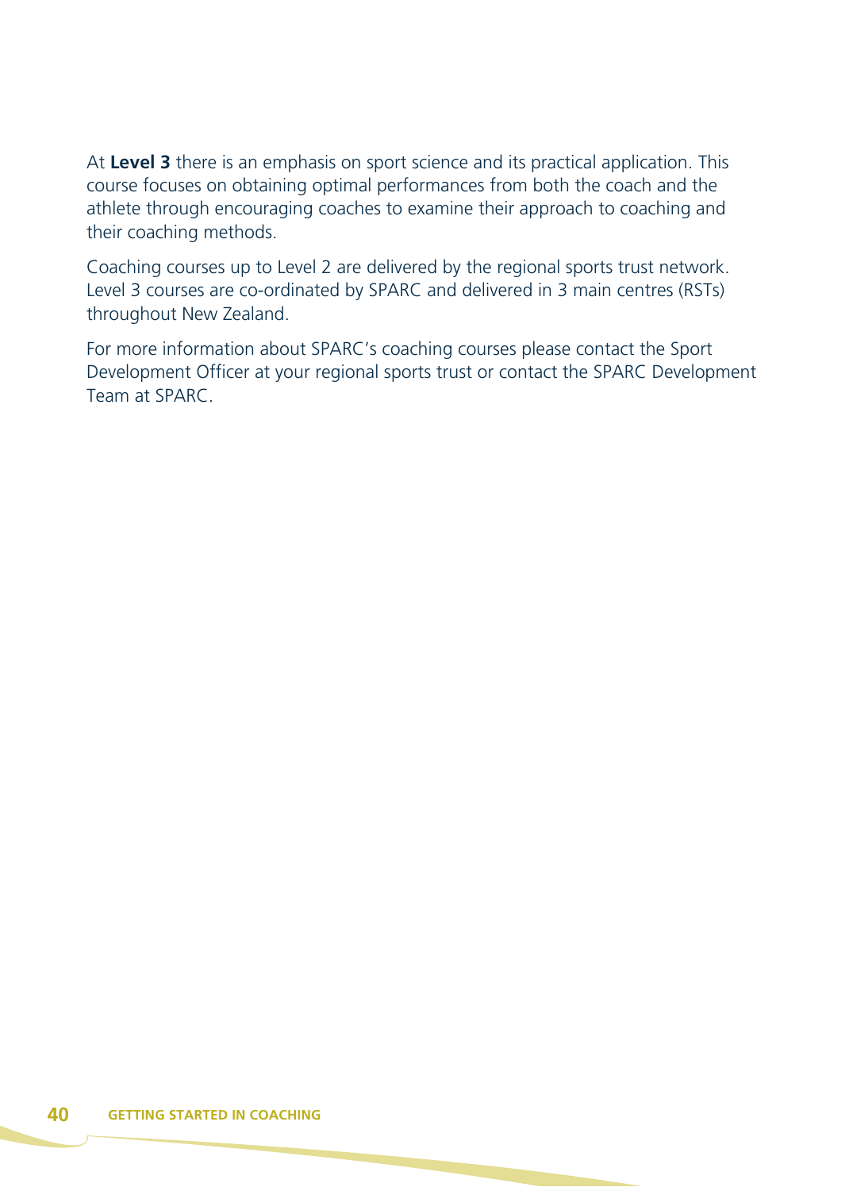At **Level 3** there is an emphasis on sport science and its practical application. This course focuses on obtaining optimal performances from both the coach and the athlete through encouraging coaches to examine their approach to coaching and their coaching methods.

Coaching courses up to Level 2 are delivered by the regional sports trust network. Level 3 courses are co-ordinated by SPARC and delivered in 3 main centres (RSTs) throughout New Zealand.

For more information about SPARC's coaching courses please contact the Sport Development Officer at your regional sports trust or contact the SPARC Development Team at SPARC.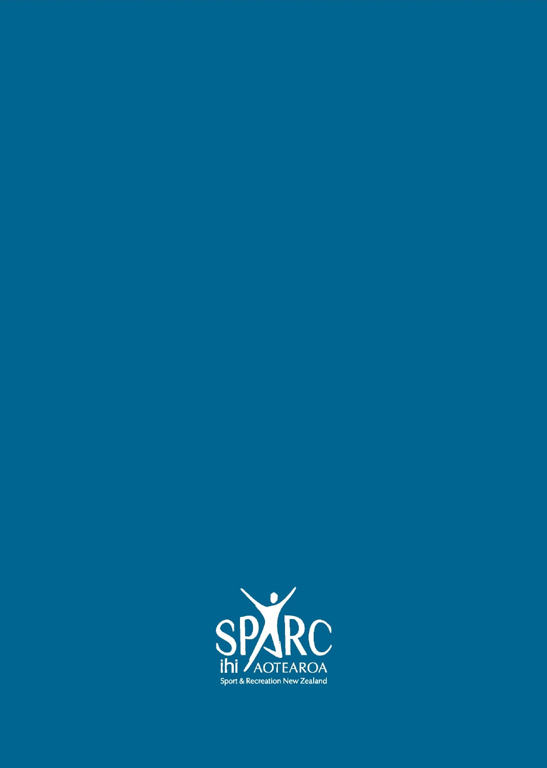SPARC

ihi AOTEAROA

Sport & Recreation New Zealand